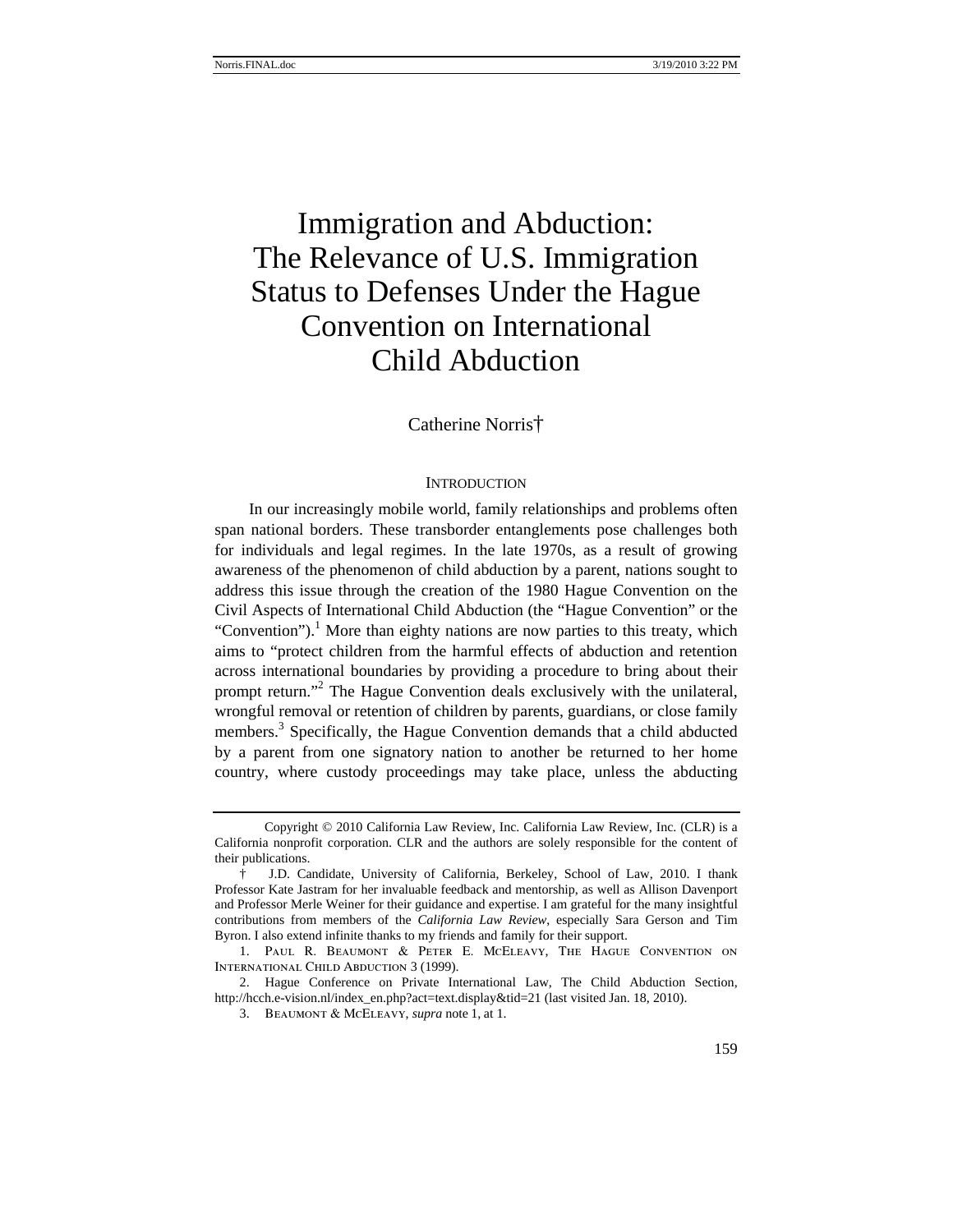# Immigration and Abduction: The Relevance of U.S. Immigration Status to Defenses Under the Hague Convention on International Child Abduction

Catherine Norris†

## INTRODUCTION

In our increasingly mobile world, family relationships and problems often span national borders. These transborder entanglements pose challenges both for individuals and legal regimes. In the late 1970s, as a result of growing awareness of the phenomenon of child abduction by a parent, nations sought to address this issue through the creation of the 1980 Hague Convention on the Civil Aspects of International Child Abduction (the "Hague Convention" or the "Convention").[1] More than eighty nations are now parties to this treaty, which aims to "protect children from the harmful effects of abduction and retention across international boundaries by providing a procedure to bring about their prompt return."[2] The Hague Convention deals exclusively with the unilateral, wrongful removal or retention of children by parents, guardians, or close family members.[3] Specifically, the Hague Convention demands that a child abducted by a parent from one signatory nation to another be returned to her home country, where custody proceedings may take place, unless the abducting

---

Copyright © 2010 California Law Review, Inc. California Law Review, Inc. (CLR) is a California nonprofit corporation. CLR and the authors are solely responsible for the content of their publications.

† J.D. Candidate, University of California, Berkeley, School of Law, 2010. I thank Professor Kate Jastram for her invaluable feedback and mentorship, as well as Allison Davenport and Professor Merle Weiner for their guidance and expertise. I am grateful for the many insightful contributions from members of the *California Law Review*, especially Sara Gerson and Tim Byron. I also extend infinite thanks to my friends and family for their support.

1. Paul R. Beaumont & Peter E. McEleavy, The Hague Convention on International Child Abduction 3 (1999).

2. Hague Conference on Private International Law, The Child Abduction Section, http://hcch.e-vision.nl/index_en.php?act=text.display&tid=21 (last visited Jan. 18, 2010).

3. Beaumont & McEleavy, *supra* note 1, at 1.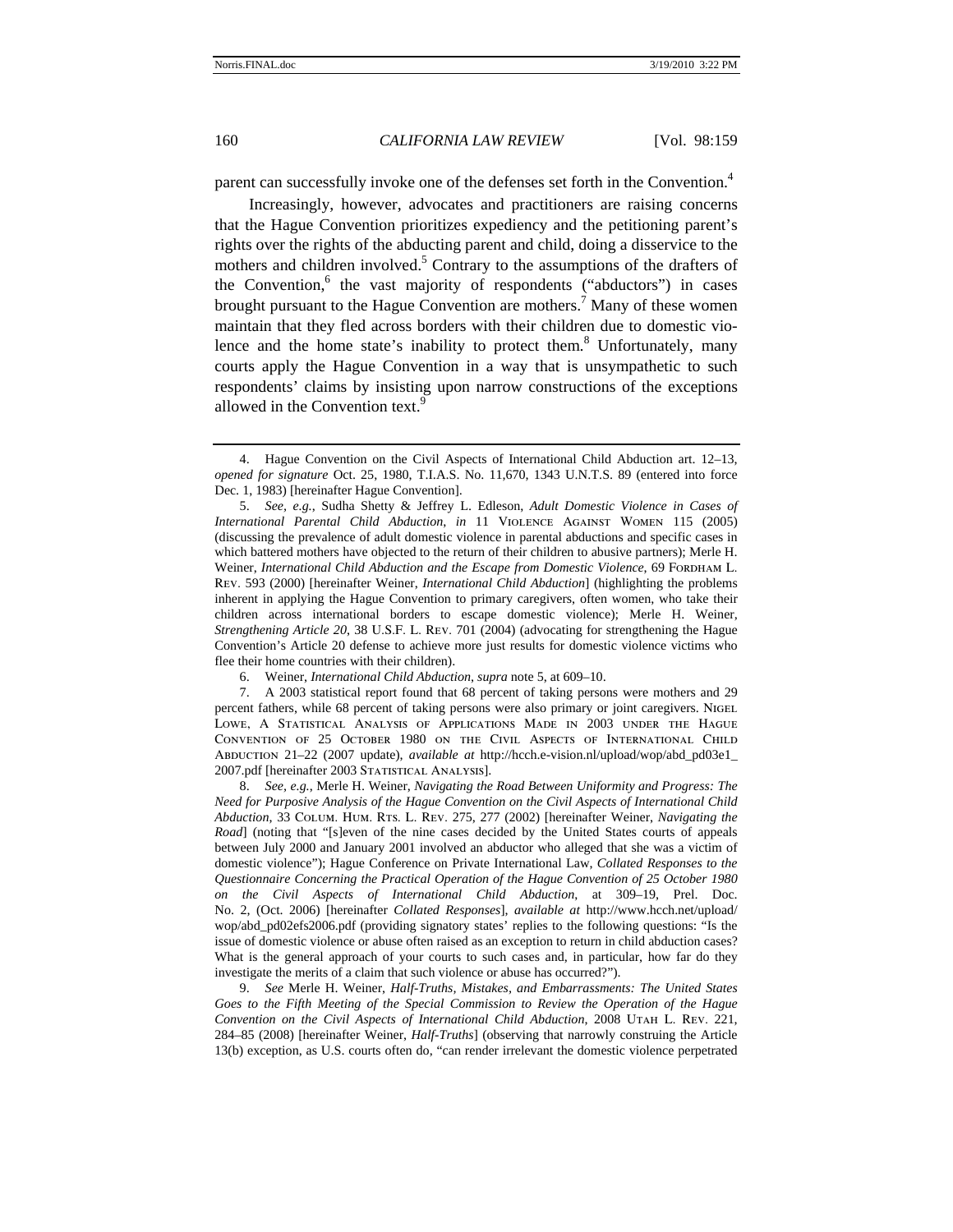parent can successfully invoke one of the defenses set forth in the Convention.[4]

Increasingly, however, advocates and practitioners are raising concerns that the Hague Convention prioritizes expediency and the petitioning parent's rights over the rights of the abducting parent and child, doing a disservice to the mothers and children involved.[5] Contrary to the assumptions of the drafters of the Convention,[6] the vast majority of respondents ("abductors") in cases brought pursuant to the Hague Convention are mothers.[7] Many of these women maintain that they fled across borders with their children due to domestic violence and the home state's inability to protect them.[8] Unfortunately, many courts apply the Hague Convention in a way that is unsympathetic to such respondents' claims by insisting upon narrow constructions of the exceptions allowed in the Convention text.[9]

---

4. Hague Convention on the Civil Aspects of International Child Abduction art. 12–13, *opened for signature* Oct. 25, 1980, T.I.A.S. No. 11,670, 1343 U.N.T.S. 89 (entered into force Dec. 1, 1983) [hereinafter Hague Convention].

5. *See, e.g.*, Sudha Shetty & Jeffrey L. Edleson, *Adult Domestic Violence in Cases of International Parental Child Abduction*, *in* 11 Violence Against Women 115 (2005) (discussing the prevalence of adult domestic violence in parental abductions and specific cases in which battered mothers have objected to the return of their children to abusive partners); Merle H. Weiner, *International Child Abduction and the Escape from Domestic Violence*, 69 Fordham L. Rev. 593 (2000) [hereinafter Weiner, *International Child Abduction*] (highlighting the problems inherent in applying the Hague Convention to primary caregivers, often women, who take their children across international borders to escape domestic violence); Merle H. Weiner, *Strengthening Article 20*, 38 U.S.F. L. Rev. 701 (2004) (advocating for strengthening the Hague Convention's Article 20 defense to achieve more just results for domestic violence victims who flee their home countries with their children).

6. Weiner, *International Child Abduction*, *supra* note 5, at 609–10.

7. A 2003 statistical report found that 68 percent of taking persons were mothers and 29 percent fathers, while 68 percent of taking persons were also primary or joint caregivers. Nigel Lowe, A Statistical Analysis of Applications Made in 2003 under the Hague Convention of 25 October 1980 on the Civil Aspects of International Child Abduction 21–22 (2007 update), *available at* http://hcch.e-vision.nl/upload/wop/abd_pd03e1_2007.pdf [hereinafter 2003 Statistical Analysis].

8. *See, e.g.*, Merle H. Weiner, *Navigating the Road Between Uniformity and Progress: The Need for Purposive Analysis of the Hague Convention on the Civil Aspects of International Child Abduction*, 33 Colum. Hum. Rts. L. Rev. 275, 277 (2002) [hereinafter Weiner, *Navigating the Road*] (noting that "[s]even of the nine cases decided by the United States courts of appeals between July 2000 and January 2001 involved an abductor who alleged that she was a victim of domestic violence"); Hague Conference on Private International Law, *Collated Responses to the Questionnaire Concerning the Practical Operation of the Hague Convention of 25 October 1980 on the Civil Aspects of International Child Abduction*, at 309–19, Prel. Doc. No. 2, (Oct. 2006) [hereinafter *Collated Responses*], *available at* http://www.hcch.net/upload/wop/abd_pd02efs2006.pdf (providing signatory states' replies to the following questions: "Is the issue of domestic violence or abuse often raised as an exception to return in child abduction cases? What is the general approach of your courts to such cases and, in particular, how far do they investigate the merits of a claim that such violence or abuse has occurred?").

9. *See* Merle H. Weiner, *Half-Truths, Mistakes, and Embarrassments: The United States Goes to the Fifth Meeting of the Special Commission to Review the Operation of the Hague Convention on the Civil Aspects of International Child Abduction*, 2008 Utah L. Rev. 221, 284–85 (2008) [hereinafter Weiner, *Half-Truths*] (observing that narrowly construing the Article 13(b) exception, as U.S. courts often do, "can render irrelevant the domestic violence perpetrated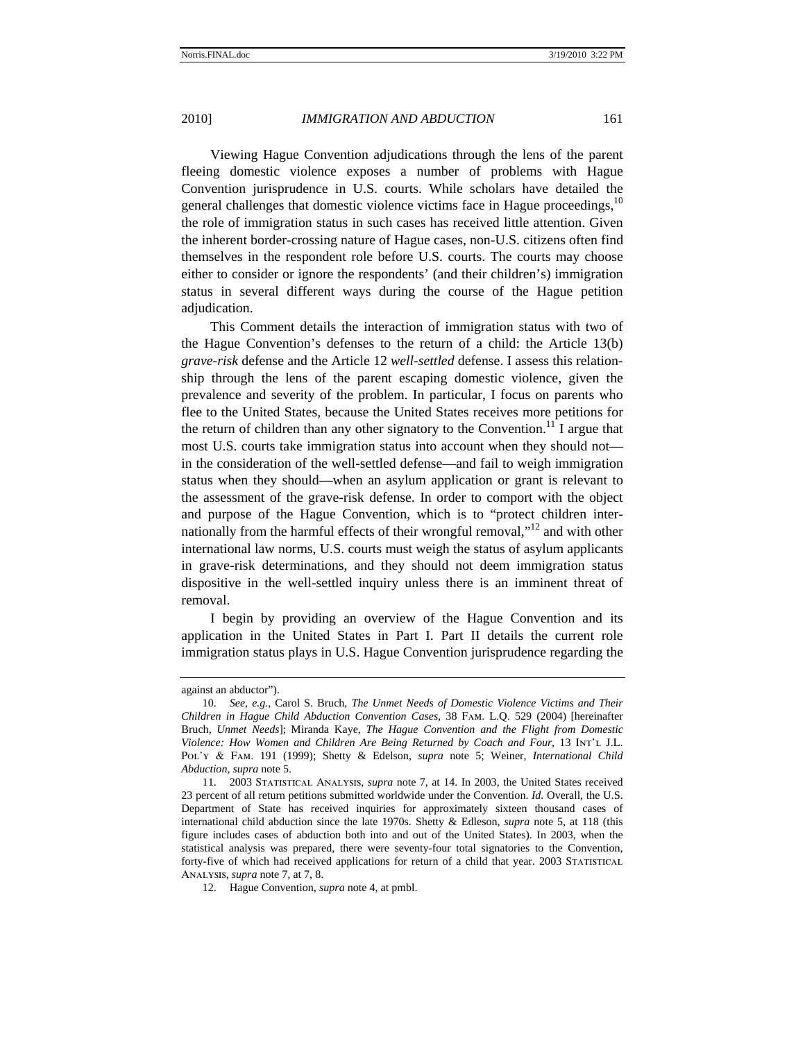Viewing Hague Convention adjudications through the lens of the parent fleeing domestic violence exposes a number of problems with Hague Convention jurisprudence in U.S. courts. While scholars have detailed the general challenges that domestic violence victims face in Hague proceedings,[10] the role of immigration status in such cases has received little attention. Given the inherent border-crossing nature of Hague cases, non-U.S. citizens often find themselves in the respondent role before U.S. courts. The courts may choose either to consider or ignore the respondents' (and their children's) immigration status in several different ways during the course of the Hague petition adjudication.

This Comment details the interaction of immigration status with two of the Hague Convention's defenses to the return of a child: the Article 13(b) *grave-risk* defense and the Article 12 *well-settled* defense. I assess this relationship through the lens of the parent escaping domestic violence, given the prevalence and severity of the problem. In particular, I focus on parents who flee to the United States, because the United States receives more petitions for the return of children than any other signatory to the Convention.[11] I argue that most U.S. courts take immigration status into account when they should not—in the consideration of the well-settled defense—and fail to weigh immigration status when they should—when an asylum application or grant is relevant to the assessment of the grave-risk defense. In order to comport with the object and purpose of the Hague Convention, which is to "protect children internationally from the harmful effects of their wrongful removal,"[12] and with other international law norms, U.S. courts must weigh the status of asylum applicants in grave-risk determinations, and they should not deem immigration status dispositive in the well-settled inquiry unless there is an imminent threat of removal.

I begin by providing an overview of the Hague Convention and its application in the United States in Part I. Part II details the current role immigration status plays in U.S. Hague Convention jurisprudence regarding the

---

against an abductor").

10. *See, e.g.*, Carol S. Bruch, *The Unmet Needs of Domestic Violence Victims and Their Children in Hague Child Abduction Convention Cases*, 38 FAM. L.Q. 529 (2004) [hereinafter Bruch, *Unmet Needs*]; Miranda Kaye, *The Hague Convention and the Flight from Domestic Violence: How Women and Children Are Being Returned by Coach and Four*, 13 INT'L J.L. POL'Y & FAM. 191 (1999); Shetty & Edelson, *supra* note 5; Weiner, *International Child Abduction*, *supra* note 5.

11. 2003 STATISTICAL ANALYSIS, *supra* note 7, at 14. In 2003, the United States received 23 percent of all return petitions submitted worldwide under the Convention. *Id.* Overall, the U.S. Department of State has received inquiries for approximately sixteen thousand cases of international child abduction since the late 1970s. Shetty & Edleson, *supra* note 5, at 118 (this figure includes cases of abduction both into and out of the United States). In 2003, when the statistical analysis was prepared, there were seventy-four total signatories to the Convention, forty-five of which had received applications for return of a child that year. 2003 STATISTICAL ANALYSIS, *supra* note 7, at 7, 8.

12. Hague Convention, *supra* note 4, at pmbl.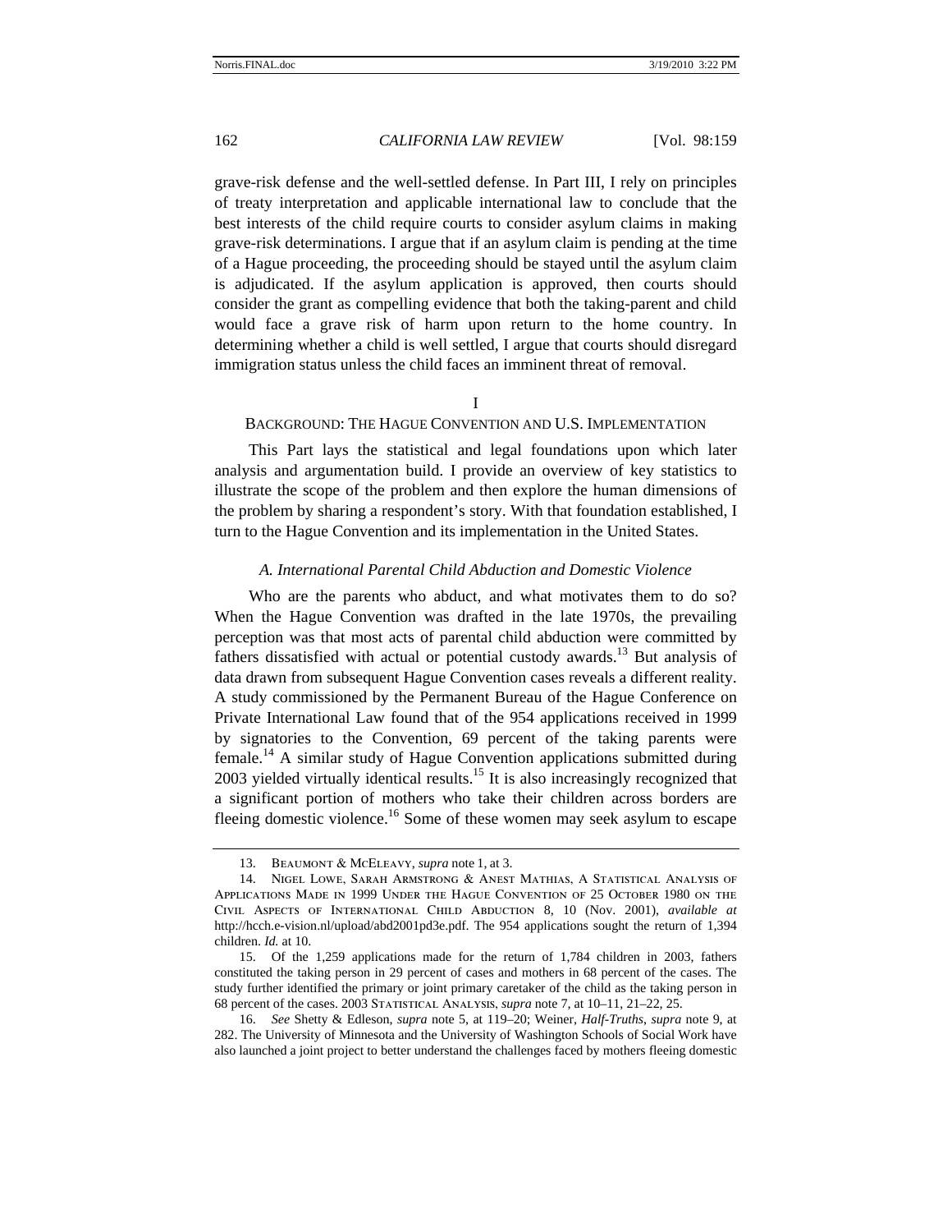grave-risk defense and the well-settled defense. In Part III, I rely on principles of treaty interpretation and applicable international law to conclude that the best interests of the child require courts to consider asylum claims in making grave-risk determinations. I argue that if an asylum claim is pending at the time of a Hague proceeding, the proceeding should be stayed until the asylum claim is adjudicated. If the asylum application is approved, then courts should consider the grant as compelling evidence that both the taking-parent and child would face a grave risk of harm upon return to the home country. In determining whether a child is well settled, I argue that courts should disregard immigration status unless the child faces an imminent threat of removal.

## I
## BACKGROUND: THE HAGUE CONVENTION AND U.S. IMPLEMENTATION

This Part lays the statistical and legal foundations upon which later analysis and argumentation build. I provide an overview of key statistics to illustrate the scope of the problem and then explore the human dimensions of the problem by sharing a respondent's story. With that foundation established, I turn to the Hague Convention and its implementation in the United States.

### *A. International Parental Child Abduction and Domestic Violence*

Who are the parents who abduct, and what motivates them to do so? When the Hague Convention was drafted in the late 1970s, the prevailing perception was that most acts of parental child abduction were committed by fathers dissatisfied with actual or potential custody awards.[13] But analysis of data drawn from subsequent Hague Convention cases reveals a different reality. A study commissioned by the Permanent Bureau of the Hague Conference on Private International Law found that of the 954 applications received in 1999 by signatories to the Convention, 69 percent of the taking parents were female.[14] A similar study of Hague Convention applications submitted during 2003 yielded virtually identical results.[15] It is also increasingly recognized that a significant portion of mothers who take their children across borders are fleeing domestic violence.[16] Some of these women may seek asylum to escape

---

13. BEAUMONT & MCELEAVY, *supra* note 1, at 3.

14. NIGEL LOWE, SARAH ARMSTRONG & ANEST MATHIAS, A STATISTICAL ANALYSIS OF APPLICATIONS MADE IN 1999 UNDER THE HAGUE CONVENTION OF 25 OCTOBER 1980 ON THE CIVIL ASPECTS OF INTERNATIONAL CHILD ABDUCTION 8, 10 (Nov. 2001), *available at* http://hcch.e-vision.nl/upload/abd2001pd3e.pdf. The 954 applications sought the return of 1,394 children. *Id.* at 10.

15. Of the 1,259 applications made for the return of 1,784 children in 2003, fathers constituted the taking person in 29 percent of cases and mothers in 68 percent of the cases. The study further identified the primary or joint primary caretaker of the child as the taking person in 68 percent of the cases. 2003 STATISTICAL ANALYSIS, *supra* note 7, at 10–11, 21–22, 25.

16. *See* Shetty & Edleson, *supra* note 5, at 119–20; Weiner, *Half-Truths*, *supra* note 9, at 282. The University of Minnesota and the University of Washington Schools of Social Work have also launched a joint project to better understand the challenges faced by mothers fleeing domestic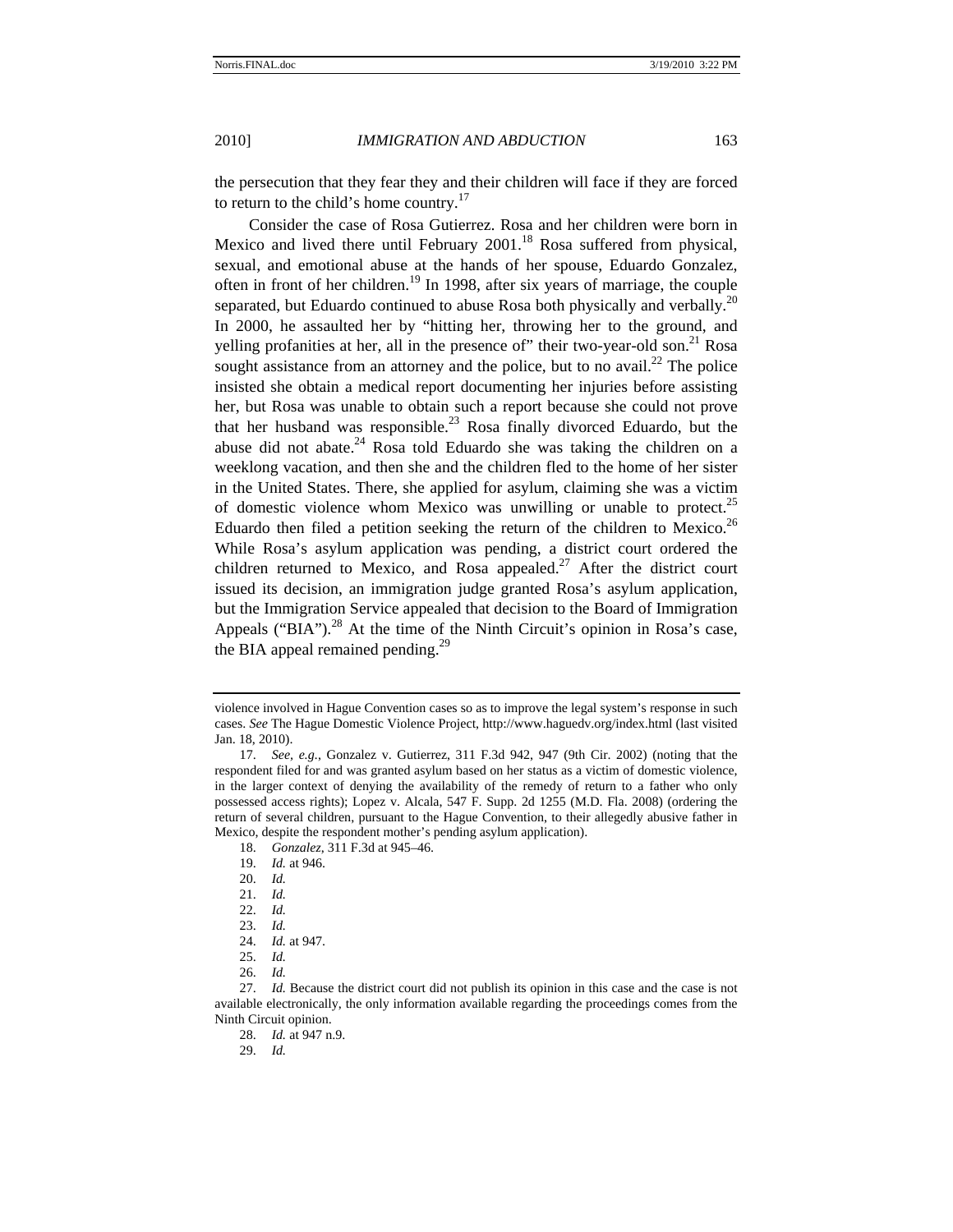the persecution that they fear they and their children will face if they are forced to return to the child's home country.[17]

Consider the case of Rosa Gutierrez. Rosa and her children were born in Mexico and lived there until February 2001.[18] Rosa suffered from physical, sexual, and emotional abuse at the hands of her spouse, Eduardo Gonzalez, often in front of her children.[19] In 1998, after six years of marriage, the couple separated, but Eduardo continued to abuse Rosa both physically and verbally.[20] In 2000, he assaulted her by "hitting her, throwing her to the ground, and yelling profanities at her, all in the presence of" their two-year-old son.[21] Rosa sought assistance from an attorney and the police, but to no avail.[22] The police insisted she obtain a medical report documenting her injuries before assisting her, but Rosa was unable to obtain such a report because she could not prove that her husband was responsible.[23] Rosa finally divorced Eduardo, but the abuse did not abate.[24] Rosa told Eduardo she was taking the children on a weeklong vacation, and then she and the children fled to the home of her sister in the United States. There, she applied for asylum, claiming she was a victim of domestic violence whom Mexico was unwilling or unable to protect.[25] Eduardo then filed a petition seeking the return of the children to Mexico.[26] While Rosa's asylum application was pending, a district court ordered the children returned to Mexico, and Rosa appealed.[27] After the district court issued its decision, an immigration judge granted Rosa's asylum application, but the Immigration Service appealed that decision to the Board of Immigration Appeals ("BIA").[28] At the time of the Ninth Circuit's opinion in Rosa's case, the BIA appeal remained pending.[29]

---

violence involved in Hague Convention cases so as to improve the legal system's response in such cases. *See* The Hague Domestic Violence Project, http://www.haguedv.org/index.html (last visited Jan. 18, 2010).

17. *See, e.g.*, Gonzalez v. Gutierrez, 311 F.3d 942, 947 (9th Cir. 2002) (noting that the respondent filed for and was granted asylum based on her status as a victim of domestic violence, in the larger context of denying the availability of the remedy of return to a father who only possessed access rights); Lopez v. Alcala, 547 F. Supp. 2d 1255 (M.D. Fla. 2008) (ordering the return of several children, pursuant to the Hague Convention, to their allegedly abusive father in Mexico, despite the respondent mother's pending asylum application).

18. *Gonzalez*, 311 F.3d at 945–46.

19. *Id.* at 946.

20. *Id.*

21. *Id.*

22. *Id.*

23. *Id.*

24. *Id.* at 947.

25. *Id.*

26. *Id.*

27. *Id.* Because the district court did not publish its opinion in this case and the case is not available electronically, the only information available regarding the proceedings comes from the Ninth Circuit opinion.

28. *Id.* at 947 n.9.

29. *Id.*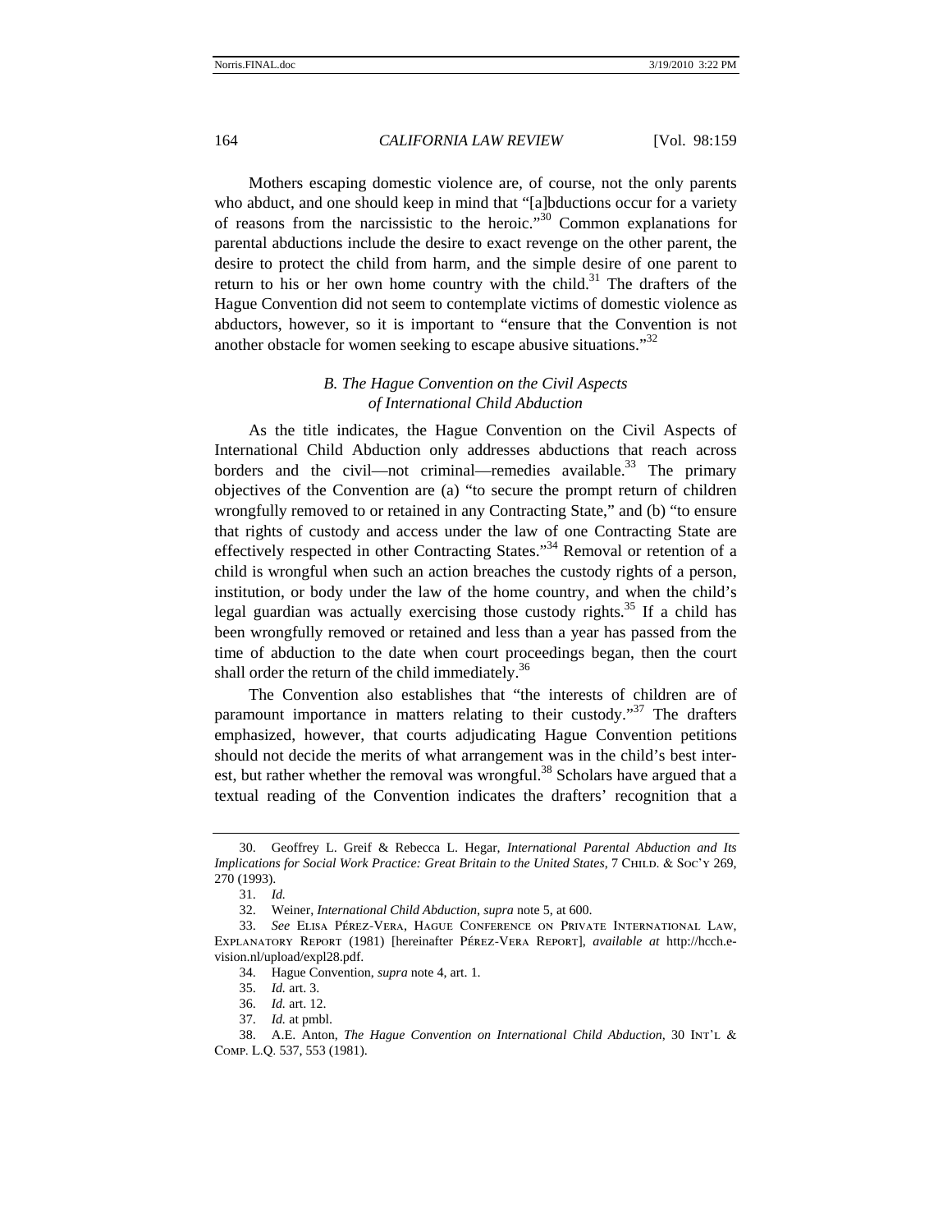Mothers escaping domestic violence are, of course, not the only parents who abduct, and one should keep in mind that "[a]bductions occur for a variety of reasons from the narcissistic to the heroic."[30] Common explanations for parental abductions include the desire to exact revenge on the other parent, the desire to protect the child from harm, and the simple desire of one parent to return to his or her own home country with the child.[31] The drafters of the Hague Convention did not seem to contemplate victims of domestic violence as abductors, however, so it is important to "ensure that the Convention is not another obstacle for women seeking to escape abusive situations."[32]

### *B. The Hague Convention on the Civil Aspects of International Child Abduction*

As the title indicates, the Hague Convention on the Civil Aspects of International Child Abduction only addresses abductions that reach across borders and the civil—not criminal—remedies available.[33] The primary objectives of the Convention are (a) "to secure the prompt return of children wrongfully removed to or retained in any Contracting State," and (b) "to ensure that rights of custody and access under the law of one Contracting State are effectively respected in other Contracting States."[34] Removal or retention of a child is wrongful when such an action breaches the custody rights of a person, institution, or body under the law of the home country, and when the child's legal guardian was actually exercising those custody rights.[35] If a child has been wrongfully removed or retained and less than a year has passed from the time of abduction to the date when court proceedings began, then the court shall order the return of the child immediately.[36]

The Convention also establishes that "the interests of children are of paramount importance in matters relating to their custody."[37] The drafters emphasized, however, that courts adjudicating Hague Convention petitions should not decide the merits of what arrangement was in the child's best interest, but rather whether the removal was wrongful.[38] Scholars have argued that a textual reading of the Convention indicates the drafters' recognition that a

---

30. Geoffrey L. Greif & Rebecca L. Hegar, *International Parental Abduction and Its Implications for Social Work Practice: Great Britain to the United States*, 7 CHILD. & SOC'Y 269, 270 (1993).

31. *Id.*

32. Weiner, *International Child Abduction*, *supra* note 5, at 600.

33. *See* ELISA PÉREZ-VERA, HAGUE CONFERENCE ON PRIVATE INTERNATIONAL LAW, EXPLANATORY REPORT (1981) [hereinafter PÉREZ-VERA REPORT], *available at* http://hcch.e-vision.nl/upload/expl28.pdf.

34. Hague Convention, *supra* note 4, art. 1.

35. *Id.* art. 3.

36. *Id.* art. 12.

37. *Id.* at pmbl.

38. A.E. Anton, *The Hague Convention on International Child Abduction*, 30 INT'L & COMP. L.Q. 537, 553 (1981).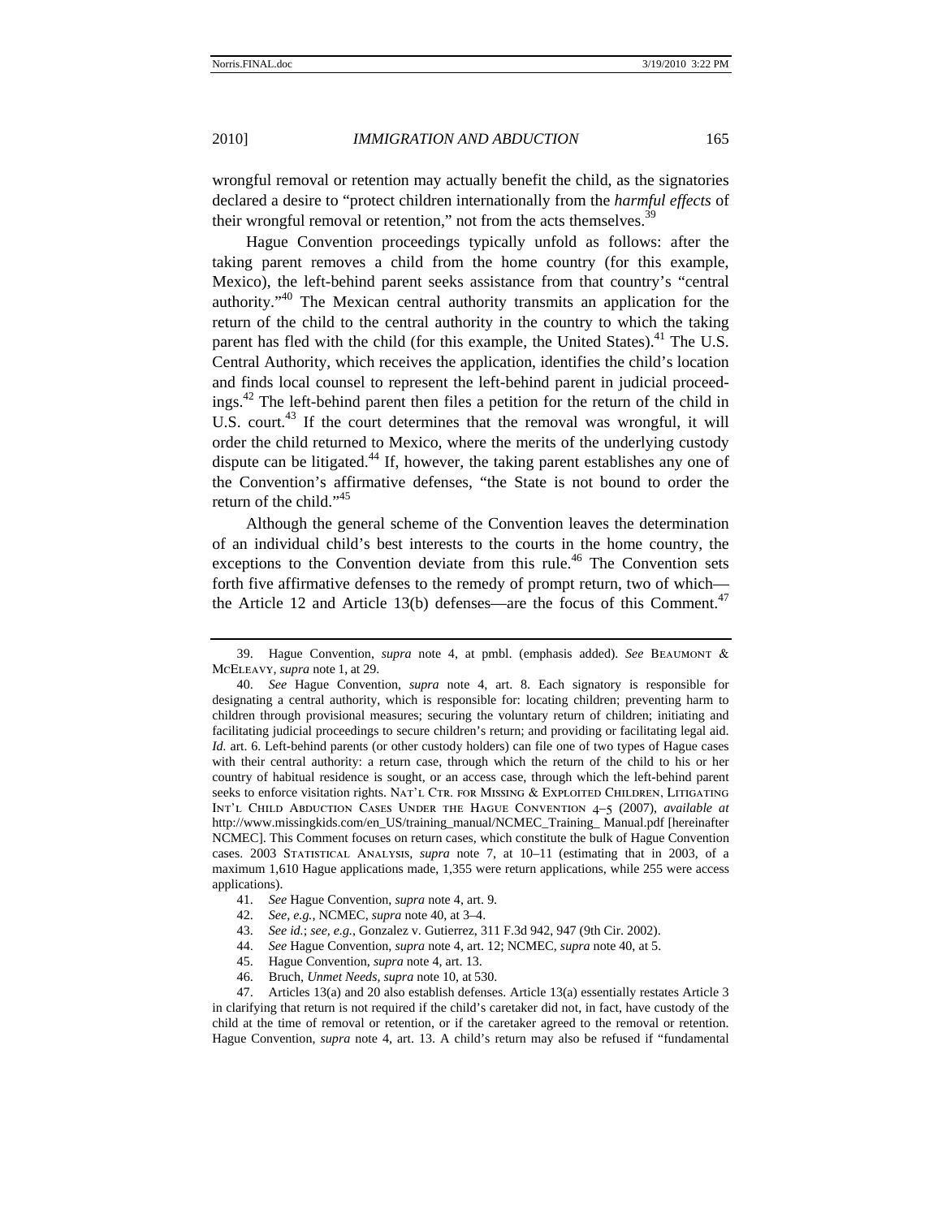wrongful removal or retention may actually benefit the child, as the signatories declared a desire to "protect children internationally from the *harmful effects* of their wrongful removal or retention," not from the acts themselves.[39]

Hague Convention proceedings typically unfold as follows: after the taking parent removes a child from the home country (for this example, Mexico), the left-behind parent seeks assistance from that country's "central authority."[40] The Mexican central authority transmits an application for the return of the child to the central authority in the country to which the taking parent has fled with the child (for this example, the United States).[41] The U.S. Central Authority, which receives the application, identifies the child's location and finds local counsel to represent the left-behind parent in judicial proceedings.[42] The left-behind parent then files a petition for the return of the child in U.S. court.[43] If the court determines that the removal was wrongful, it will order the child returned to Mexico, where the merits of the underlying custody dispute can be litigated.[44] If, however, the taking parent establishes any one of the Convention's affirmative defenses, "the State is not bound to order the return of the child."[45]

Although the general scheme of the Convention leaves the determination of an individual child's best interests to the courts in the home country, the exceptions to the Convention deviate from this rule.[46] The Convention sets forth five affirmative defenses to the remedy of prompt return, two of which—the Article 12 and Article 13(b) defenses—are the focus of this Comment.[47]

---

39. Hague Convention, *supra* note 4, at pmbl. (emphasis added). *See* BEAUMONT & MCELEAVY, *supra* note 1, at 29.

40. *See* Hague Convention, *supra* note 4, art. 8. Each signatory is responsible for designating a central authority, which is responsible for: locating children; preventing harm to children through provisional measures; securing the voluntary return of children; initiating and facilitating judicial proceedings to secure children's return; and providing or facilitating legal aid. *Id.* art. 6. Left-behind parents (or other custody holders) can file one of two types of Hague cases with their central authority: a return case, through which the return of the child to his or her country of habitual residence is sought, or an access case, through which the left-behind parent seeks to enforce visitation rights. NAT'L CTR. FOR MISSING & EXPLOITED CHILDREN, LITIGATING INT'L CHILD ABDUCTION CASES UNDER THE HAGUE CONVENTION 4–5 (2007), *available at* http://www.missingkids.com/en_US/training_manual/NCMEC_Training_ Manual.pdf [hereinafter NCMEC]. This Comment focuses on return cases, which constitute the bulk of Hague Convention cases. 2003 STATISTICAL ANALYSIS, *supra* note 7, at 10–11 (estimating that in 2003, of a maximum 1,610 Hague applications made, 1,355 were return applications, while 255 were access applications).

41. *See* Hague Convention, *supra* note 4, art. 9.

42. *See, e.g.*, NCMEC, *supra* note 40, at 3–4.

43. *See id.*; *see, e.g.*, Gonzalez v. Gutierrez, 311 F.3d 942, 947 (9th Cir. 2002).

44. *See* Hague Convention, *supra* note 4, art. 12; NCMEC, *supra* note 40, at 5.

45. Hague Convention, *supra* note 4, art. 13.

46. Bruch, *Unmet Needs*, *supra* note 10, at 530.

47. Articles 13(a) and 20 also establish defenses. Article 13(a) essentially restates Article 3 in clarifying that return is not required if the child's caretaker did not, in fact, have custody of the child at the time of removal or retention, or if the caretaker agreed to the removal or retention. Hague Convention, *supra* note 4, art. 13. A child's return may also be refused if "fundamental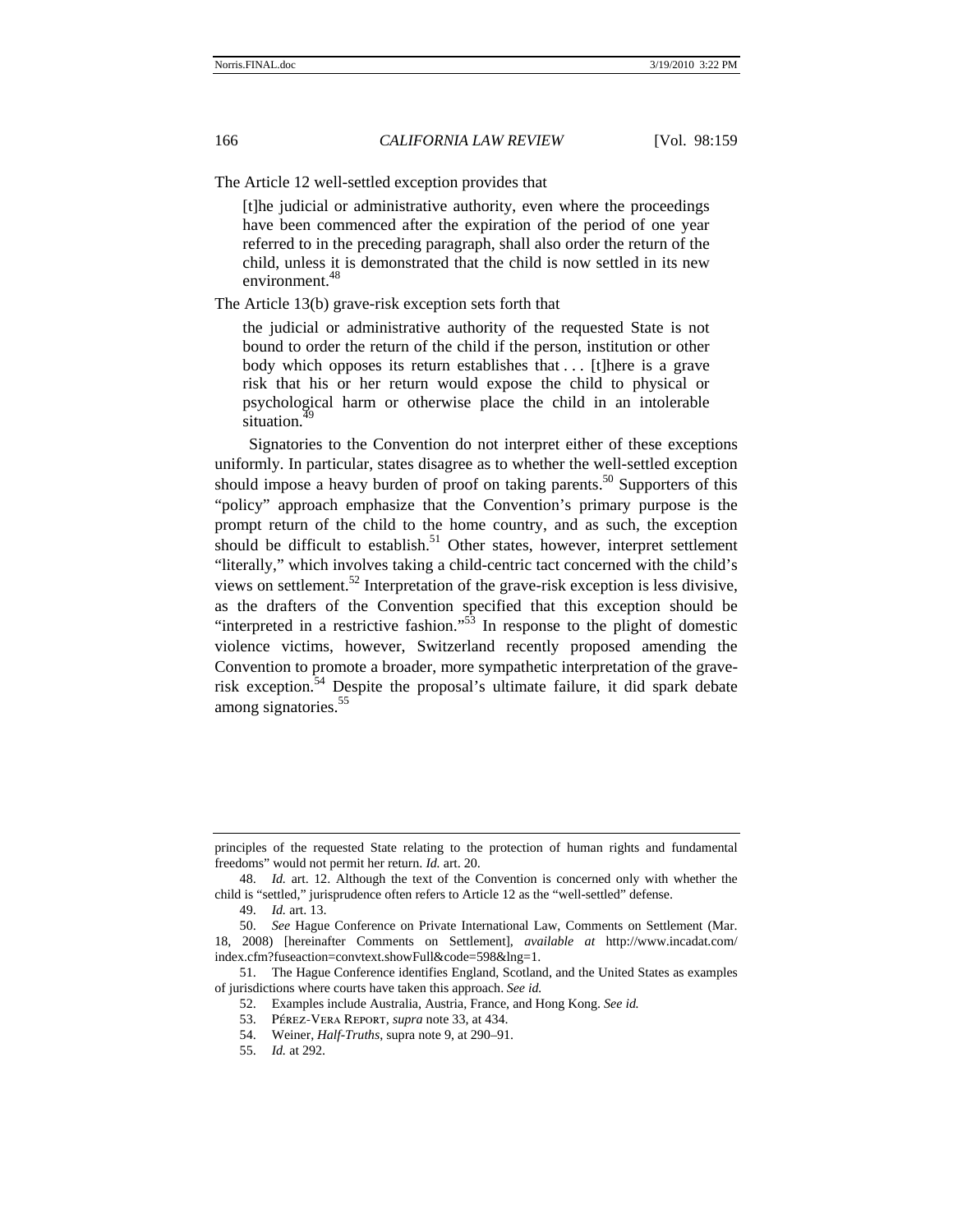The Article 12 well-settled exception provides that

> [t]he judicial or administrative authority, even where the proceedings have been commenced after the expiration of the period of one year referred to in the preceding paragraph, shall also order the return of the child, unless it is demonstrated that the child is now settled in its new environment.[48]

The Article 13(b) grave-risk exception sets forth that

> the judicial or administrative authority of the requested State is not bound to order the return of the child if the person, institution or other body which opposes its return establishes that . . . [t]here is a grave risk that his or her return would expose the child to physical or psychological harm or otherwise place the child in an intolerable situation.[49]

Signatories to the Convention do not interpret either of these exceptions uniformly. In particular, states disagree as to whether the well-settled exception should impose a heavy burden of proof on taking parents.[50] Supporters of this "policy" approach emphasize that the Convention's primary purpose is the prompt return of the child to the home country, and as such, the exception should be difficult to establish.[51] Other states, however, interpret settlement "literally," which involves taking a child-centric tact concerned with the child's views on settlement.[52] Interpretation of the grave-risk exception is less divisive, as the drafters of the Convention specified that this exception should be "interpreted in a restrictive fashion."[53] In response to the plight of domestic violence victims, however, Switzerland recently proposed amending the Convention to promote a broader, more sympathetic interpretation of the grave-risk exception.[54] Despite the proposal's ultimate failure, it did spark debate among signatories.[55]

---

principles of the requested State relating to the protection of human rights and fundamental freedoms" would not permit her return. *Id.* art. 20.

48. *Id.* art. 12. Although the text of the Convention is concerned only with whether the child is "settled," jurisprudence often refers to Article 12 as the "well-settled" defense.

49. *Id.* art. 13.

50. *See* Hague Conference on Private International Law, Comments on Settlement (Mar. 18, 2008) [hereinafter Comments on Settlement], *available at* http://www.incadat.com/index.cfm?fuseaction=convtext.showFull&code=598&lng=1.

51. The Hague Conference identifies England, Scotland, and the United States as examples of jurisdictions where courts have taken this approach. *See id.*

52. Examples include Australia, Austria, France, and Hong Kong. *See id.*

53. PÉREZ-VERA REPORT, *supra* note 33, at 434.

54. Weiner, *Half-Truths*, supra note 9, at 290–91.

55. *Id.* at 292.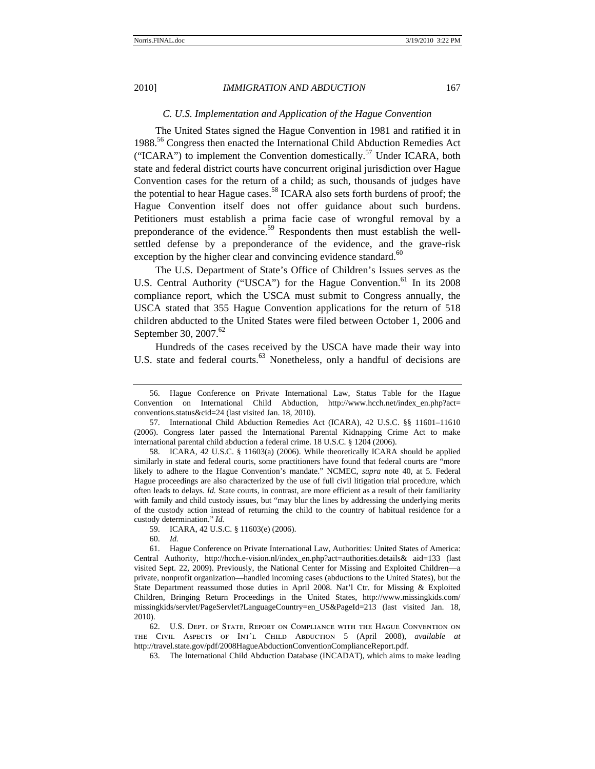### C. U.S. Implementation and Application of the Hague Convention

The United States signed the Hague Convention in 1981 and ratified it in 1988.[56] Congress then enacted the International Child Abduction Remedies Act ("ICARA") to implement the Convention domestically.[57] Under ICARA, both state and federal district courts have concurrent original jurisdiction over Hague Convention cases for the return of a child; as such, thousands of judges have the potential to hear Hague cases.[58] ICARA also sets forth burdens of proof; the Hague Convention itself does not offer guidance about such burdens. Petitioners must establish a prima facie case of wrongful removal by a preponderance of the evidence.[59] Respondents then must establish the well-settled defense by a preponderance of the evidence, and the grave-risk exception by the higher clear and convincing evidence standard.[60]

The U.S. Department of State's Office of Children's Issues serves as the U.S. Central Authority ("USCA") for the Hague Convention.[61] In its 2008 compliance report, which the USCA must submit to Congress annually, the USCA stated that 355 Hague Convention applications for the return of 518 children abducted to the United States were filed between October 1, 2006 and September 30, 2007.[62]

Hundreds of the cases received by the USCA have made their way into U.S. state and federal courts.[63] Nonetheless, only a handful of decisions are

---

56. Hague Conference on Private International Law, Status Table for the Hague Convention on International Child Abduction, http://www.hcch.net/index_en.php?act=conventions.status&cid=24 (last visited Jan. 18, 2010).

57. International Child Abduction Remedies Act (ICARA), 42 U.S.C. §§ 11601–11610 (2006). Congress later passed the International Parental Kidnapping Crime Act to make international parental child abduction a federal crime. 18 U.S.C. § 1204 (2006).

58. ICARA, 42 U.S.C. § 11603(a) (2006). While theoretically ICARA should be applied similarly in state and federal courts, some practitioners have found that federal courts are "more likely to adhere to the Hague Convention's mandate." NCMEC, *supra* note 40, at 5. Federal Hague proceedings are also characterized by the use of full civil litigation trial procedure, which often leads to delays. *Id.* State courts, in contrast, are more efficient as a result of their familiarity with family and child custody issues, but "may blur the lines by addressing the underlying merits of the custody action instead of returning the child to the country of habitual residence for a custody determination." *Id.*

59. ICARA, 42 U.S.C. § 11603(e) (2006).

60. *Id.*

61. Hague Conference on Private International Law, Authorities: United States of America: Central Authority, http://hcch.e-vision.nl/index_en.php?act=authorities.details& aid=133 (last visited Sept. 22, 2009). Previously, the National Center for Missing and Exploited Children—a private, nonprofit organization—handled incoming cases (abductions to the United States), but the State Department reassumed those duties in April 2008. Nat'l Ctr. for Missing & Exploited Children, Bringing Return Proceedings in the United States, http://www.missingkids.com/missingkids/servlet/PageServlet?LanguageCountry=en_US&PageId=213 (last visited Jan. 18, 2010).

62. U.S. Dept. of State, Report on Compliance with the Hague Convention on the Civil Aspects of Int'l Child Abduction 5 (April 2008), *available at* http://travel.state.gov/pdf/2008HagueAbductionConventionComplianceReport.pdf.

63. The International Child Abduction Database (INCADAT), which aims to make leading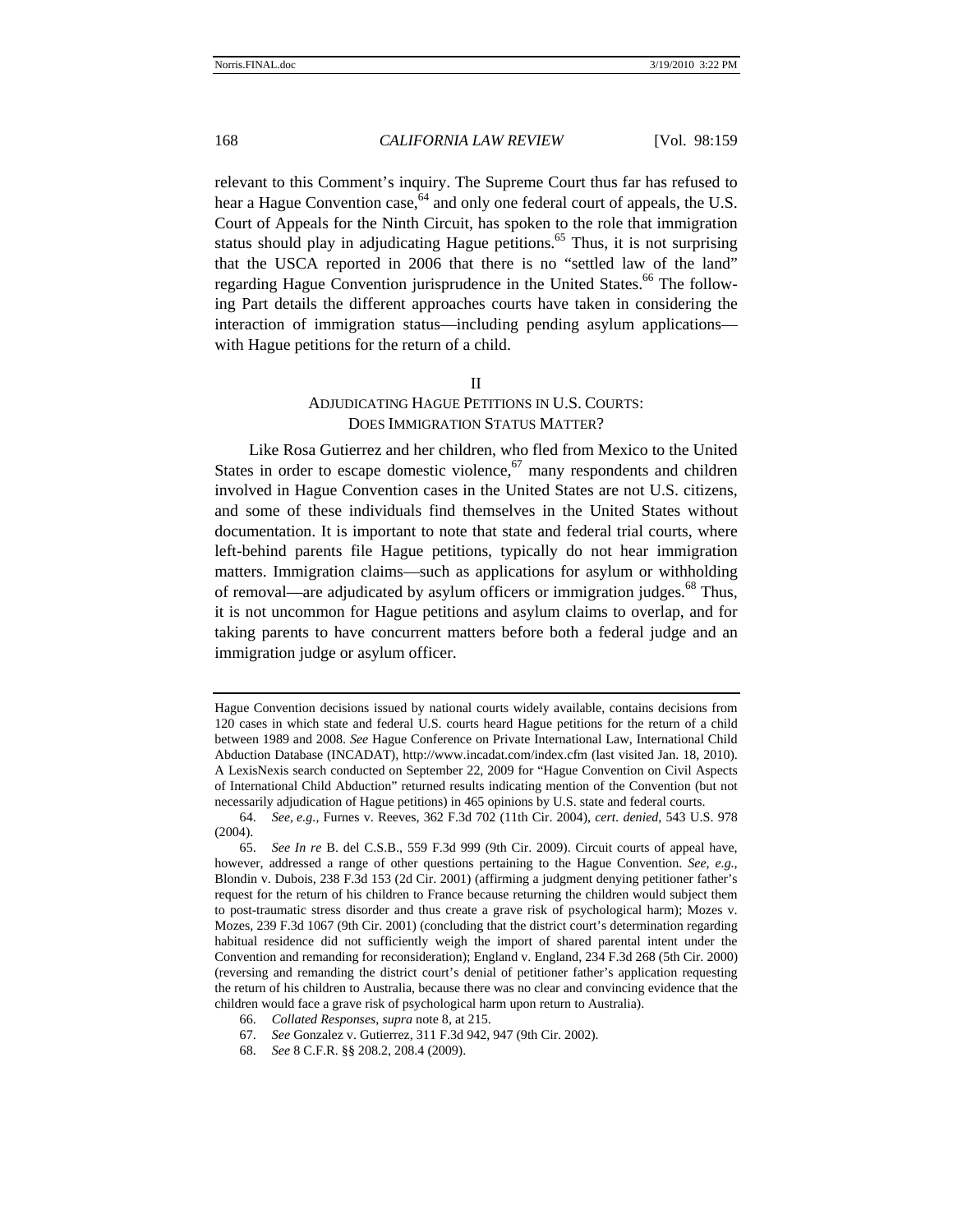relevant to this Comment's inquiry. The Supreme Court thus far has refused to hear a Hague Convention case,[64] and only one federal court of appeals, the U.S. Court of Appeals for the Ninth Circuit, has spoken to the role that immigration status should play in adjudicating Hague petitions.[65] Thus, it is not surprising that the USCA reported in 2006 that there is no "settled law of the land" regarding Hague Convention jurisprudence in the United States.[66] The following Part details the different approaches courts have taken in considering the interaction of immigration status—including pending asylum applications—with Hague petitions for the return of a child.

## II
## ADJUDICATING HAGUE PETITIONS IN U.S. COURTS: DOES IMMIGRATION STATUS MATTER?

Like Rosa Gutierrez and her children, who fled from Mexico to the United States in order to escape domestic violence,[67] many respondents and children involved in Hague Convention cases in the United States are not U.S. citizens, and some of these individuals find themselves in the United States without documentation. It is important to note that state and federal trial courts, where left-behind parents file Hague petitions, typically do not hear immigration matters. Immigration claims—such as applications for asylum or withholding of removal—are adjudicated by asylum officers or immigration judges.[68] Thus, it is not uncommon for Hague petitions and asylum claims to overlap, and for taking parents to have concurrent matters before both a federal judge and an immigration judge or asylum officer.

---

Hague Convention decisions issued by national courts widely available, contains decisions from 120 cases in which state and federal U.S. courts heard Hague petitions for the return of a child between 1989 and 2008. *See* Hague Conference on Private International Law, International Child Abduction Database (INCADAT), http://www.incadat.com/index.cfm (last visited Jan. 18, 2010). A LexisNexis search conducted on September 22, 2009 for "Hague Convention on Civil Aspects of International Child Abduction" returned results indicating mention of the Convention (but not necessarily adjudication of Hague petitions) in 465 opinions by U.S. state and federal courts.

64. *See, e.g.*, Furnes v. Reeves, 362 F.3d 702 (11th Cir. 2004), *cert. denied*, 543 U.S. 978 (2004).

65. *See In re* B. del C.S.B., 559 F.3d 999 (9th Cir. 2009). Circuit courts of appeal have, however, addressed a range of other questions pertaining to the Hague Convention. *See, e.g.*, Blondin v. Dubois, 238 F.3d 153 (2d Cir. 2001) (affirming a judgment denying petitioner father's request for the return of his children to France because returning the children would subject them to post-traumatic stress disorder and thus create a grave risk of psychological harm); Mozes v. Mozes, 239 F.3d 1067 (9th Cir. 2001) (concluding that the district court's determination regarding habitual residence did not sufficiently weigh the import of shared parental intent under the Convention and remanding for reconsideration); England v. England, 234 F.3d 268 (5th Cir. 2000) (reversing and remanding the district court's denial of petitioner father's application requesting the return of his children to Australia, because there was no clear and convincing evidence that the children would face a grave risk of psychological harm upon return to Australia).

66. *Collated Responses*, *supra* note 8, at 215.

67. *See* Gonzalez v. Gutierrez, 311 F.3d 942, 947 (9th Cir. 2002).

68. *See* 8 C.F.R. §§ 208.2, 208.4 (2009).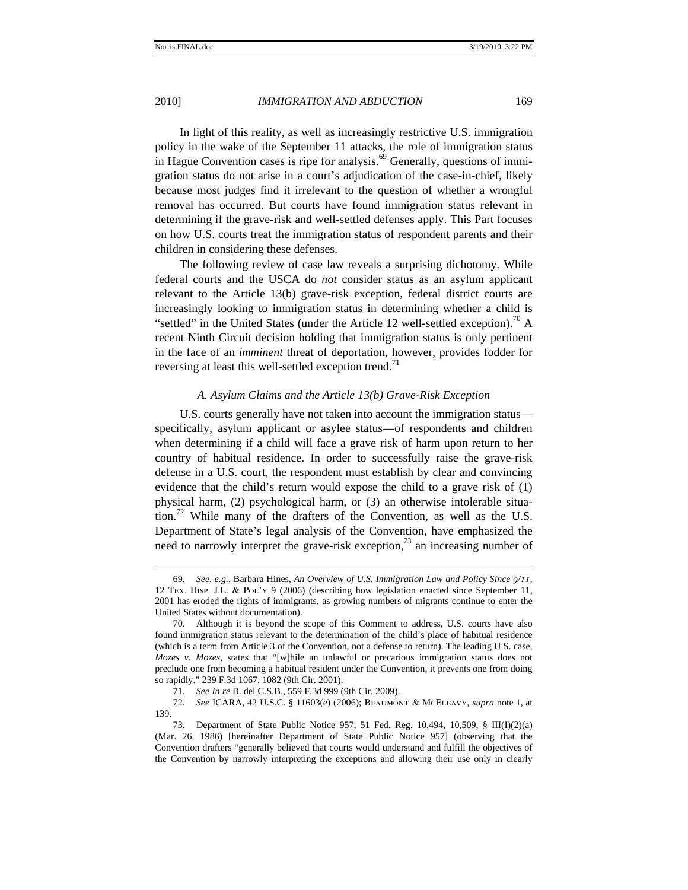In light of this reality, as well as increasingly restrictive U.S. immigration policy in the wake of the September 11 attacks, the role of immigration status in Hague Convention cases is ripe for analysis.[69] Generally, questions of immigration status do not arise in a court's adjudication of the case-in-chief, likely because most judges find it irrelevant to the question of whether a wrongful removal has occurred. But courts have found immigration status relevant in determining if the grave-risk and well-settled defenses apply. This Part focuses on how U.S. courts treat the immigration status of respondent parents and their children in considering these defenses.

The following review of case law reveals a surprising dichotomy. While federal courts and the USCA do *not* consider status as an asylum applicant relevant to the Article 13(b) grave-risk exception, federal district courts are increasingly looking to immigration status in determining whether a child is "settled" in the United States (under the Article 12 well-settled exception).[70] A recent Ninth Circuit decision holding that immigration status is only pertinent in the face of an *imminent* threat of deportation, however, provides fodder for reversing at least this well-settled exception trend.[71]

### *A. Asylum Claims and the Article 13(b) Grave-Risk Exception*

U.S. courts generally have not taken into account the immigration status—specifically, asylum applicant or asylee status—of respondents and children when determining if a child will face a grave risk of harm upon return to her country of habitual residence. In order to successfully raise the grave-risk defense in a U.S. court, the respondent must establish by clear and convincing evidence that the child's return would expose the child to a grave risk of (1) physical harm, (2) psychological harm, or (3) an otherwise intolerable situation.[72] While many of the drafters of the Convention, as well as the U.S. Department of State's legal analysis of the Convention, have emphasized the need to narrowly interpret the grave-risk exception,[73] an increasing number of

---

69. *See, e.g.*, Barbara Hines, *An Overview of U.S. Immigration Law and Policy Since 9/11*, 12 Tex. Hisp. J.L. & Pol'y 9 (2006) (describing how legislation enacted since September 11, 2001 has eroded the rights of immigrants, as growing numbers of migrants continue to enter the United States without documentation).

70. Although it is beyond the scope of this Comment to address, U.S. courts have also found immigration status relevant to the determination of the child's place of habitual residence (which is a term from Article 3 of the Convention, not a defense to return). The leading U.S. case, *Mozes v. Mozes*, states that "[w]hile an unlawful or precarious immigration status does not preclude one from becoming a habitual resident under the Convention, it prevents one from doing so rapidly." 239 F.3d 1067, 1082 (9th Cir. 2001).

71. *See In re* B. del C.S.B., 559 F.3d 999 (9th Cir. 2009).

72. *See* ICARA, 42 U.S.C. § 11603(e) (2006); Beaumont & McEleavy, *supra* note 1, at 139.

73. Department of State Public Notice 957, 51 Fed. Reg. 10,494, 10,509, § III(I)(2)(a) (Mar. 26, 1986) [hereinafter Department of State Public Notice 957] (observing that the Convention drafters "generally believed that courts would understand and fulfill the objectives of the Convention by narrowly interpreting the exceptions and allowing their use only in clearly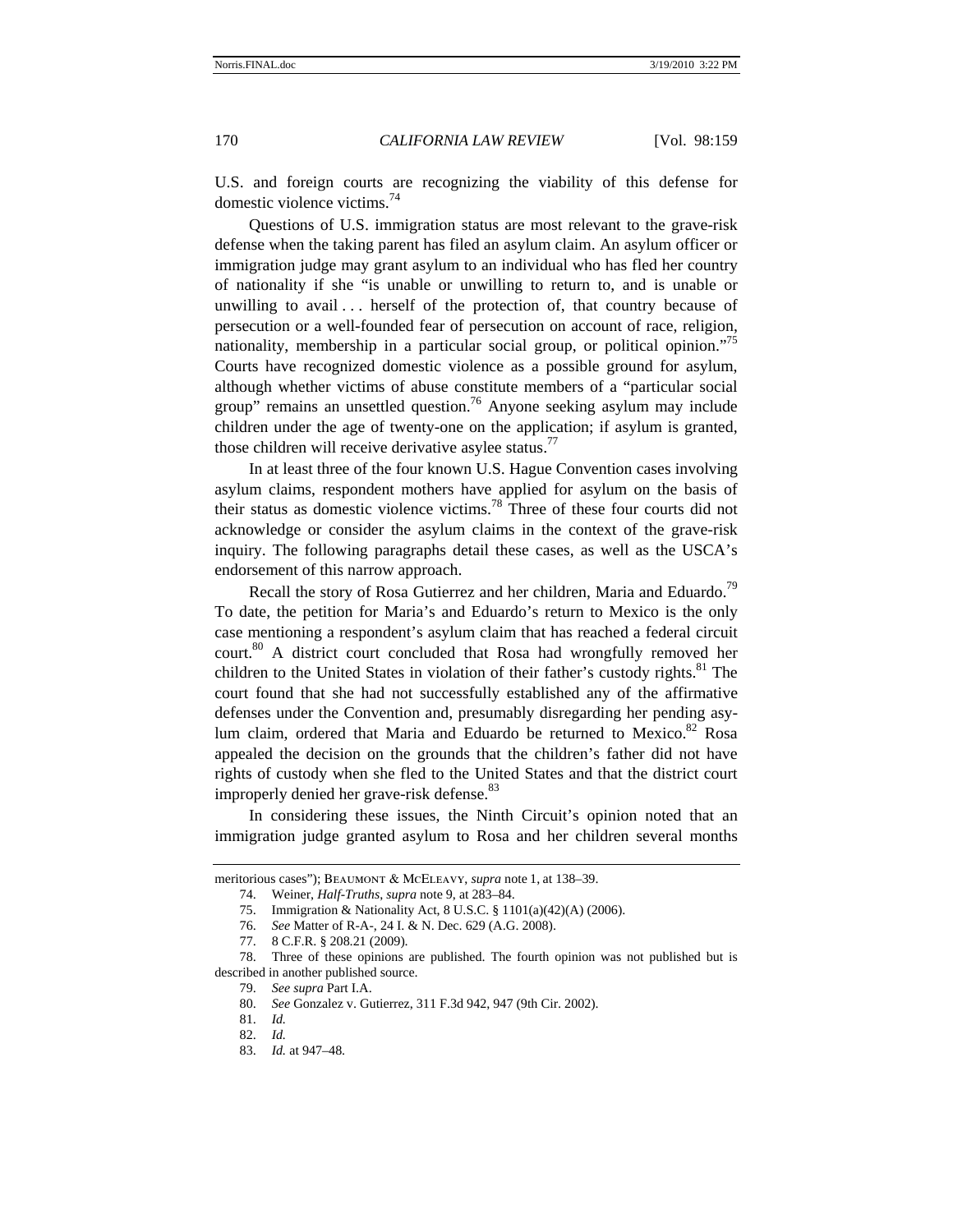U.S. and foreign courts are recognizing the viability of this defense for domestic violence victims.[74]

Questions of U.S. immigration status are most relevant to the grave-risk defense when the taking parent has filed an asylum claim. An asylum officer or immigration judge may grant asylum to an individual who has fled her country of nationality if she "is unable or unwilling to return to, and is unable or unwilling to avail . . . herself of the protection of, that country because of persecution or a well-founded fear of persecution on account of race, religion, nationality, membership in a particular social group, or political opinion."[75] Courts have recognized domestic violence as a possible ground for asylum, although whether victims of abuse constitute members of a "particular social group" remains an unsettled question.[76] Anyone seeking asylum may include children under the age of twenty-one on the application; if asylum is granted, those children will receive derivative asylee status.[77]

In at least three of the four known U.S. Hague Convention cases involving asylum claims, respondent mothers have applied for asylum on the basis of their status as domestic violence victims.[78] Three of these four courts did not acknowledge or consider the asylum claims in the context of the grave-risk inquiry. The following paragraphs detail these cases, as well as the USCA's endorsement of this narrow approach.

Recall the story of Rosa Gutierrez and her children, Maria and Eduardo.[79] To date, the petition for Maria's and Eduardo's return to Mexico is the only case mentioning a respondent's asylum claim that has reached a federal circuit court.[80] A district court concluded that Rosa had wrongfully removed her children to the United States in violation of their father's custody rights.[81] The court found that she had not successfully established any of the affirmative defenses under the Convention and, presumably disregarding her pending asylum claim, ordered that Maria and Eduardo be returned to Mexico.[82] Rosa appealed the decision on the grounds that the children's father did not have rights of custody when she fled to the United States and that the district court improperly denied her grave-risk defense.[83]

In considering these issues, the Ninth Circuit's opinion noted that an immigration judge granted asylum to Rosa and her children several months

---

meritorious cases"); BEAUMONT & MCELEAVY, *supra* note 1, at 138–39.

74. Weiner, *Half-Truths*, *supra* note 9, at 283–84.

75. Immigration & Nationality Act, 8 U.S.C. § 1101(a)(42)(A) (2006).

76. *See* Matter of R-A-, 24 I. & N. Dec. 629 (A.G. 2008).

77. 8 C.F.R. § 208.21 (2009).

78. Three of these opinions are published. The fourth opinion was not published but is described in another published source.

79. *See supra* Part I.A.

80. *See* Gonzalez v. Gutierrez, 311 F.3d 942, 947 (9th Cir. 2002).

81. *Id.*

82. *Id.*

83. *Id.* at 947–48.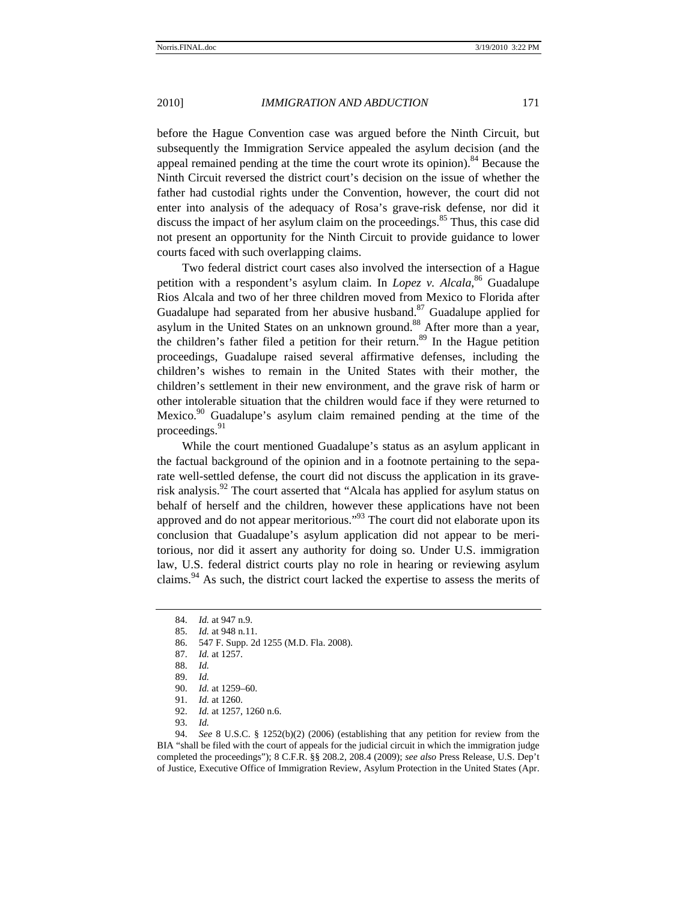before the Hague Convention case was argued before the Ninth Circuit, but subsequently the Immigration Service appealed the asylum decision (and the appeal remained pending at the time the court wrote its opinion).[84] Because the Ninth Circuit reversed the district court's decision on the issue of whether the father had custodial rights under the Convention, however, the court did not enter into analysis of the adequacy of Rosa's grave-risk defense, nor did it discuss the impact of her asylum claim on the proceedings.[85] Thus, this case did not present an opportunity for the Ninth Circuit to provide guidance to lower courts faced with such overlapping claims.

Two federal district court cases also involved the intersection of a Hague petition with a respondent's asylum claim. In *Lopez v. Alcala*,[86] Guadalupe Rios Alcala and two of her three children moved from Mexico to Florida after Guadalupe had separated from her abusive husband.[87] Guadalupe applied for asylum in the United States on an unknown ground.[88] After more than a year, the children's father filed a petition for their return.[89] In the Hague petition proceedings, Guadalupe raised several affirmative defenses, including the children's wishes to remain in the United States with their mother, the children's settlement in their new environment, and the grave risk of harm or other intolerable situation that the children would face if they were returned to Mexico.[90] Guadalupe's asylum claim remained pending at the time of the proceedings.[91]

While the court mentioned Guadalupe's status as an asylum applicant in the factual background of the opinion and in a footnote pertaining to the separate well-settled defense, the court did not discuss the application in its grave-risk analysis.[92] The court asserted that "Alcala has applied for asylum status on behalf of herself and the children, however these applications have not been approved and do not appear meritorious."[93] The court did not elaborate upon its conclusion that Guadalupe's asylum application did not appear to be meritorious, nor did it assert any authority for doing so. Under U.S. immigration law, U.S. federal district courts play no role in hearing or reviewing asylum claims.[94] As such, the district court lacked the expertise to assess the merits of

---

84. *Id.* at 947 n.9.

85. *Id.* at 948 n.11.

86. 547 F. Supp. 2d 1255 (M.D. Fla. 2008).

87. *Id.* at 1257.

88. *Id.*

89. *Id.*

90. *Id.* at 1259–60.

91. *Id.* at 1260.

92. *Id.* at 1257, 1260 n.6.

93. *Id.*

94. *See* 8 U.S.C. § 1252(b)(2) (2006) (establishing that any petition for review from the BIA "shall be filed with the court of appeals for the judicial circuit in which the immigration judge completed the proceedings"); 8 C.F.R. §§ 208.2, 208.4 (2009); *see also* Press Release, U.S. Dep't of Justice, Executive Office of Immigration Review, Asylum Protection in the United States (Apr.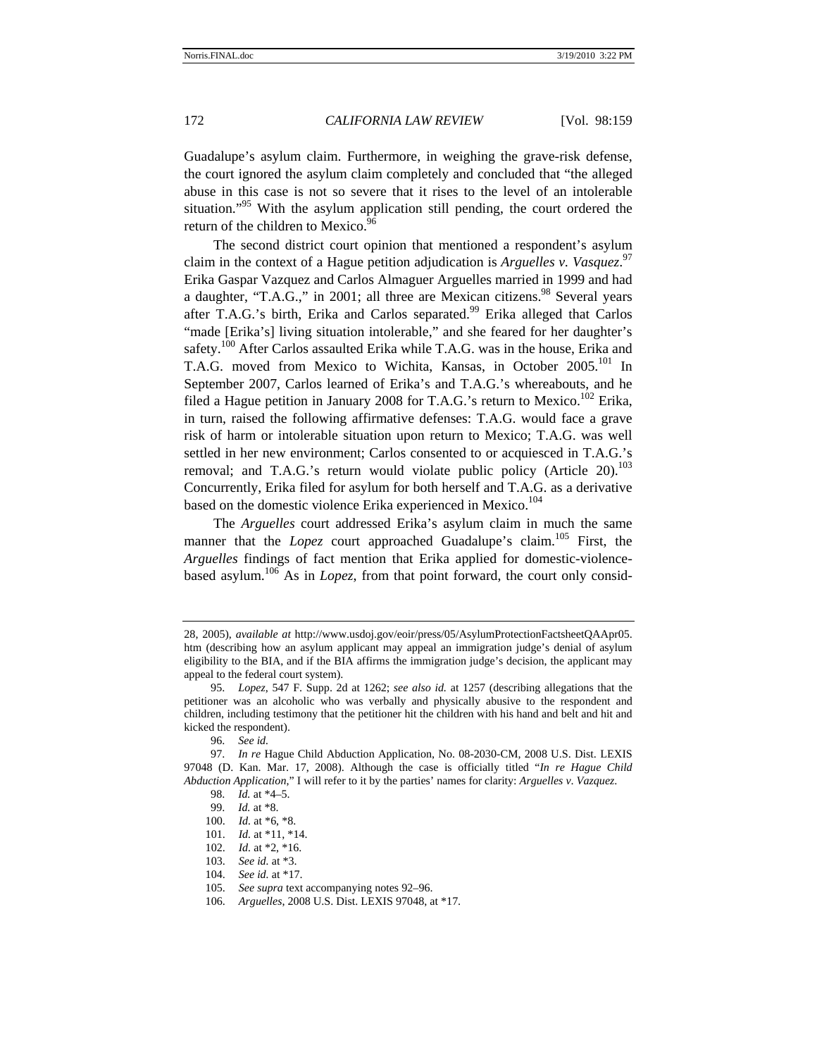Guadalupe's asylum claim. Furthermore, in weighing the grave-risk defense, the court ignored the asylum claim completely and concluded that "the alleged abuse in this case is not so severe that it rises to the level of an intolerable situation."[95] With the asylum application still pending, the court ordered the return of the children to Mexico.[96]

The second district court opinion that mentioned a respondent's asylum claim in the context of a Hague petition adjudication is *Arguelles v. Vasquez*.[97] Erika Gaspar Vazquez and Carlos Almaguer Arguelles married in 1999 and had a daughter, "T.A.G.," in 2001; all three are Mexican citizens.[98] Several years after T.A.G.'s birth, Erika and Carlos separated.[99] Erika alleged that Carlos "made [Erika's] living situation intolerable," and she feared for her daughter's safety.[100] After Carlos assaulted Erika while T.A.G. was in the house, Erika and T.A.G. moved from Mexico to Wichita, Kansas, in October 2005.[101] In September 2007, Carlos learned of Erika's and T.A.G.'s whereabouts, and he filed a Hague petition in January 2008 for T.A.G.'s return to Mexico.[102] Erika, in turn, raised the following affirmative defenses: T.A.G. would face a grave risk of harm or intolerable situation upon return to Mexico; T.A.G. was well settled in her new environment; Carlos consented to or acquiesced in T.A.G.'s removal; and T.A.G.'s return would violate public policy (Article 20).[103] Concurrently, Erika filed for asylum for both herself and T.A.G. as a derivative based on the domestic violence Erika experienced in Mexico.[104]

The *Arguelles* court addressed Erika's asylum claim in much the same manner that the *Lopez* court approached Guadalupe's claim.[105] First, the *Arguelles* findings of fact mention that Erika applied for domestic-violence-based asylum.[106] As in *Lopez*, from that point forward, the court only consid-

---

28, 2005), *available at* http://www.usdoj.gov/eoir/press/05/AsylumProtectionFactsheetQAApr05.htm (describing how an asylum applicant may appeal an immigration judge's denial of asylum eligibility to the BIA, and if the BIA affirms the immigration judge's decision, the applicant may appeal to the federal court system).

95. *Lopez*, 547 F. Supp. 2d at 1262; *see also id.* at 1257 (describing allegations that the petitioner was an alcoholic who was verbally and physically abusive to the respondent and children, including testimony that the petitioner hit the children with his hand and belt and hit and kicked the respondent).

96. *See id.*

97. *In re* Hague Child Abduction Application, No. 08-2030-CM, 2008 U.S. Dist. LEXIS 97048 (D. Kan. Mar. 17, 2008). Although the case is officially titled "*In re Hague Child Abduction Application*," I will refer to it by the parties' names for clarity: *Arguelles v. Vazquez*.

98. *Id.* at *4–5.

99. *Id.* at *8.

100. *Id.* at *6, *8.

101. *Id.* at *11, *14.

102. *Id.* at *2, *16.

103. *See id.* at *3.

104. *See id.* at *17.

105. *See supra* text accompanying notes 92–96.

106. *Arguelles*, 2008 U.S. Dist. LEXIS 97048, at *17.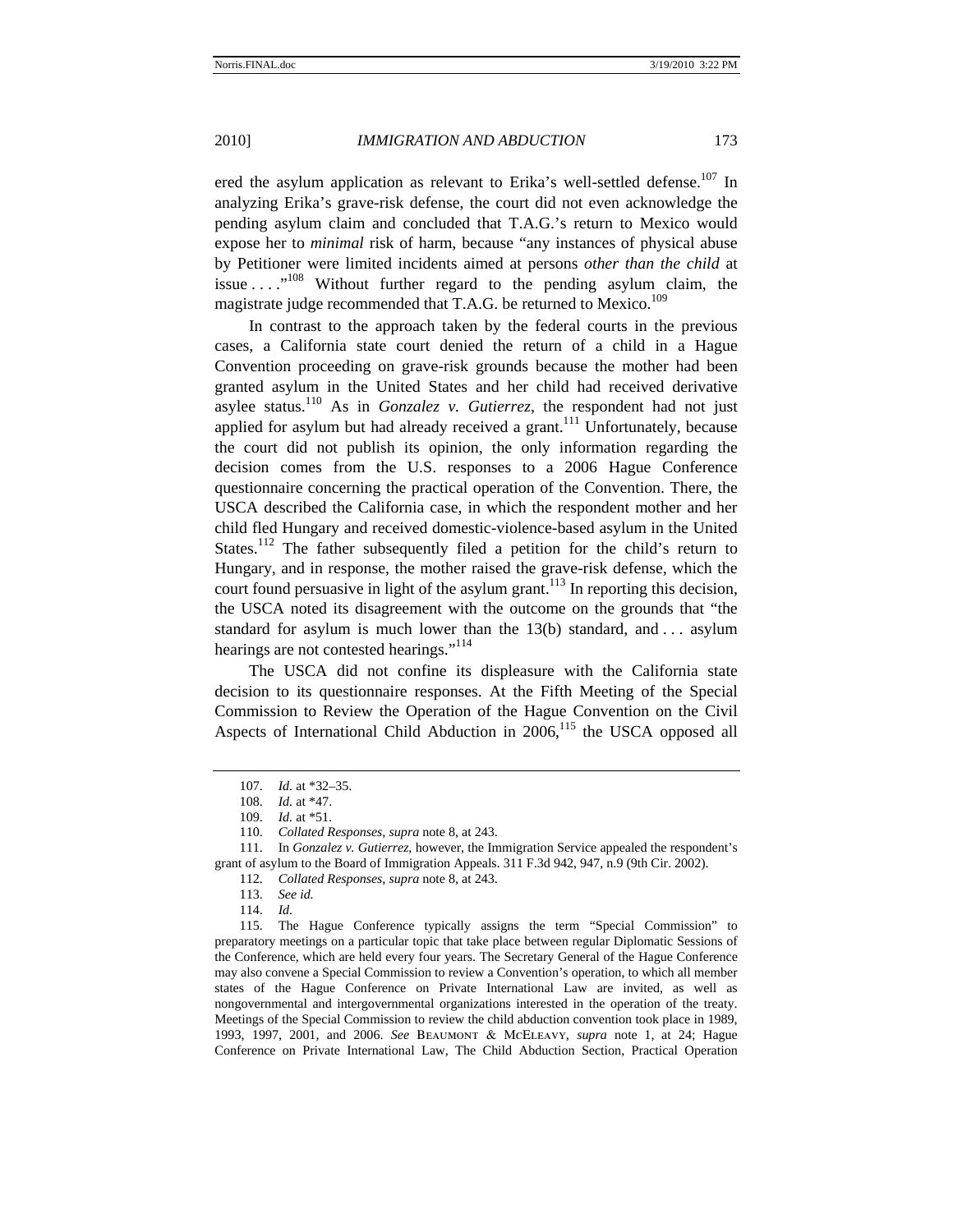ered the asylum application as relevant to Erika's well-settled defense.[107] In analyzing Erika's grave-risk defense, the court did not even acknowledge the pending asylum claim and concluded that T.A.G.'s return to Mexico would expose her to *minimal* risk of harm, because "any instances of physical abuse by Petitioner were limited incidents aimed at persons *other than the child* at issue . . . ."[108] Without further regard to the pending asylum claim, the magistrate judge recommended that T.A.G. be returned to Mexico.[109]

In contrast to the approach taken by the federal courts in the previous cases, a California state court denied the return of a child in a Hague Convention proceeding on grave-risk grounds because the mother had been granted asylum in the United States and her child had received derivative asylee status.[110] As in *Gonzalez v. Gutierrez*, the respondent had not just applied for asylum but had already received a grant.[111] Unfortunately, because the court did not publish its opinion, the only information regarding the decision comes from the U.S. responses to a 2006 Hague Conference questionnaire concerning the practical operation of the Convention. There, the USCA described the California case, in which the respondent mother and her child fled Hungary and received domestic-violence-based asylum in the United States.[112] The father subsequently filed a petition for the child's return to Hungary, and in response, the mother raised the grave-risk defense, which the court found persuasive in light of the asylum grant.[113] In reporting this decision, the USCA noted its disagreement with the outcome on the grounds that "the standard for asylum is much lower than the 13(b) standard, and . . . asylum hearings are not contested hearings."[114]

The USCA did not confine its displeasure with the California state decision to its questionnaire responses. At the Fifth Meeting of the Special Commission to Review the Operation of the Hague Convention on the Civil Aspects of International Child Abduction in 2006,[115] the USCA opposed all

---

107. *Id.* at *32–35.

108. *Id.* at *47.

109. *Id.* at *51.

110. *Collated Responses*, *supra* note 8, at 243.

111. In *Gonzalez v. Gutierrez*, however, the Immigration Service appealed the respondent's grant of asylum to the Board of Immigration Appeals. 311 F.3d 942, 947, n.9 (9th Cir. 2002).

112. *Collated Responses*, *supra* note 8, at 243.

113. *See id.*

114. *Id.*

115. The Hague Conference typically assigns the term "Special Commission" to preparatory meetings on a particular topic that take place between regular Diplomatic Sessions of the Conference, which are held every four years. The Secretary General of the Hague Conference may also convene a Special Commission to review a Convention's operation, to which all member states of the Hague Conference on Private International Law are invited, as well as nongovernmental and intergovernmental organizations interested in the operation of the treaty. Meetings of the Special Commission to review the child abduction convention took place in 1989, 1993, 1997, 2001, and 2006. *See* BEAUMONT & MCELEAVY, *supra* note 1, at 24; Hague Conference on Private International Law, The Child Abduction Section, Practical Operation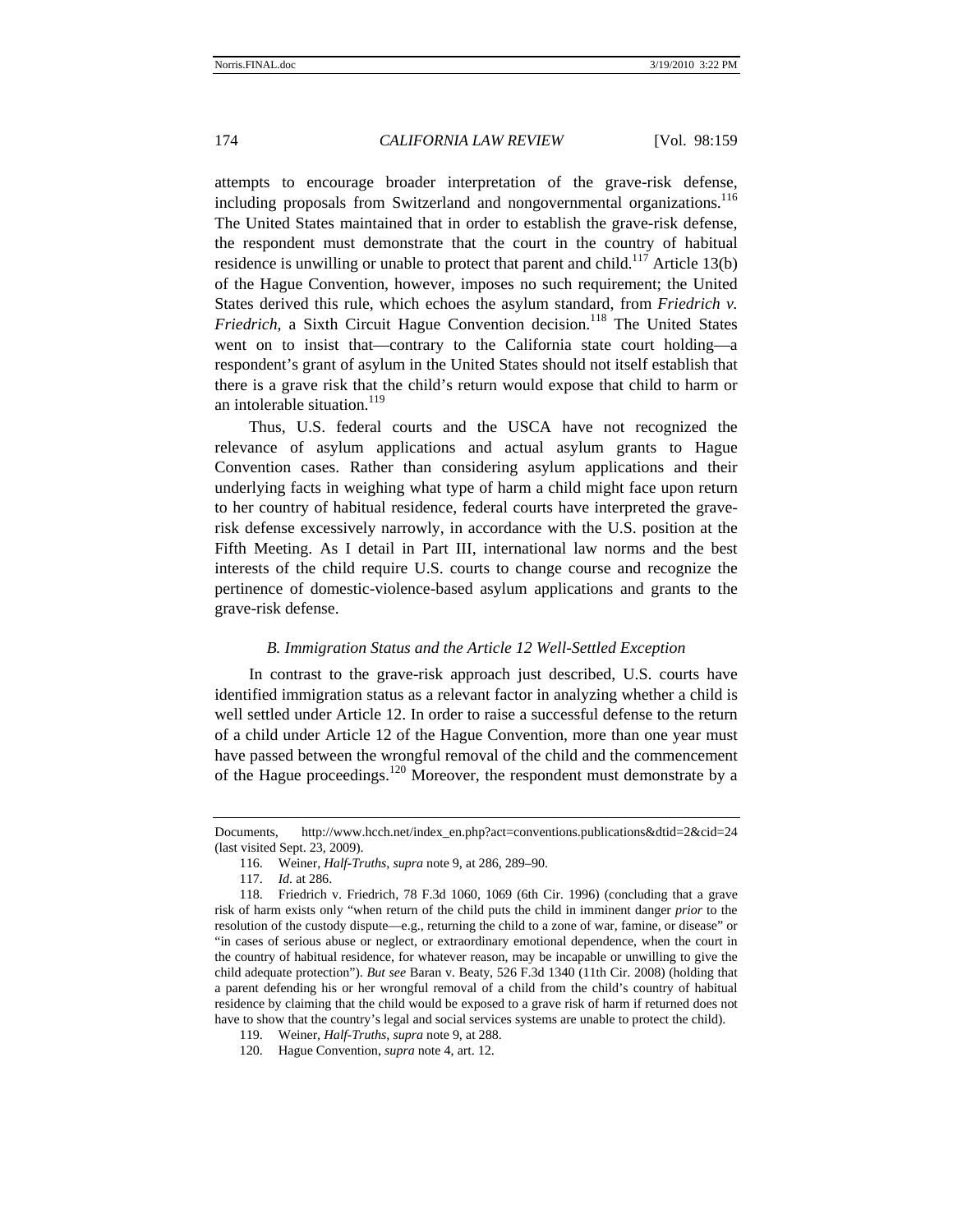attempts to encourage broader interpretation of the grave-risk defense, including proposals from Switzerland and nongovernmental organizations.[116] The United States maintained that in order to establish the grave-risk defense, the respondent must demonstrate that the court in the country of habitual residence is unwilling or unable to protect that parent and child.[117] Article 13(b) of the Hague Convention, however, imposes no such requirement; the United States derived this rule, which echoes the asylum standard, from *Friedrich v. Friedrich*, a Sixth Circuit Hague Convention decision.[118] The United States went on to insist that—contrary to the California state court holding—a respondent's grant of asylum in the United States should not itself establish that there is a grave risk that the child's return would expose that child to harm or an intolerable situation.[119]

Thus, U.S. federal courts and the USCA have not recognized the relevance of asylum applications and actual asylum grants to Hague Convention cases. Rather than considering asylum applications and their underlying facts in weighing what type of harm a child might face upon return to her country of habitual residence, federal courts have interpreted the grave-risk defense excessively narrowly, in accordance with the U.S. position at the Fifth Meeting. As I detail in Part III, international law norms and the best interests of the child require U.S. courts to change course and recognize the pertinence of domestic-violence-based asylum applications and grants to the grave-risk defense.

### *B. Immigration Status and the Article 12 Well-Settled Exception*

In contrast to the grave-risk approach just described, U.S. courts have identified immigration status as a relevant factor in analyzing whether a child is well settled under Article 12. In order to raise a successful defense to the return of a child under Article 12 of the Hague Convention, more than one year must have passed between the wrongful removal of the child and the commencement of the Hague proceedings.[120] Moreover, the respondent must demonstrate by a

---

Documents, http://www.hcch.net/index_en.php?act=conventions.publications&dtid=2&cid=24 (last visited Sept. 23, 2009).

116. Weiner, *Half-Truths*, *supra* note 9, at 286, 289–90.

117. *Id.* at 286.

118. Friedrich v. Friedrich, 78 F.3d 1060, 1069 (6th Cir. 1996) (concluding that a grave risk of harm exists only "when return of the child puts the child in imminent danger *prior* to the resolution of the custody dispute—e.g., returning the child to a zone of war, famine, or disease" or "in cases of serious abuse or neglect, or extraordinary emotional dependence, when the court in the country of habitual residence, for whatever reason, may be incapable or unwilling to give the child adequate protection"). *But see* Baran v. Beaty, 526 F.3d 1340 (11th Cir. 2008) (holding that a parent defending his or her wrongful removal of a child from the child's country of habitual residence by claiming that the child would be exposed to a grave risk of harm if returned does not have to show that the country's legal and social services systems are unable to protect the child).

119. Weiner, *Half-Truths*, *supra* note 9, at 288.

120. Hague Convention, *supra* note 4, art. 12.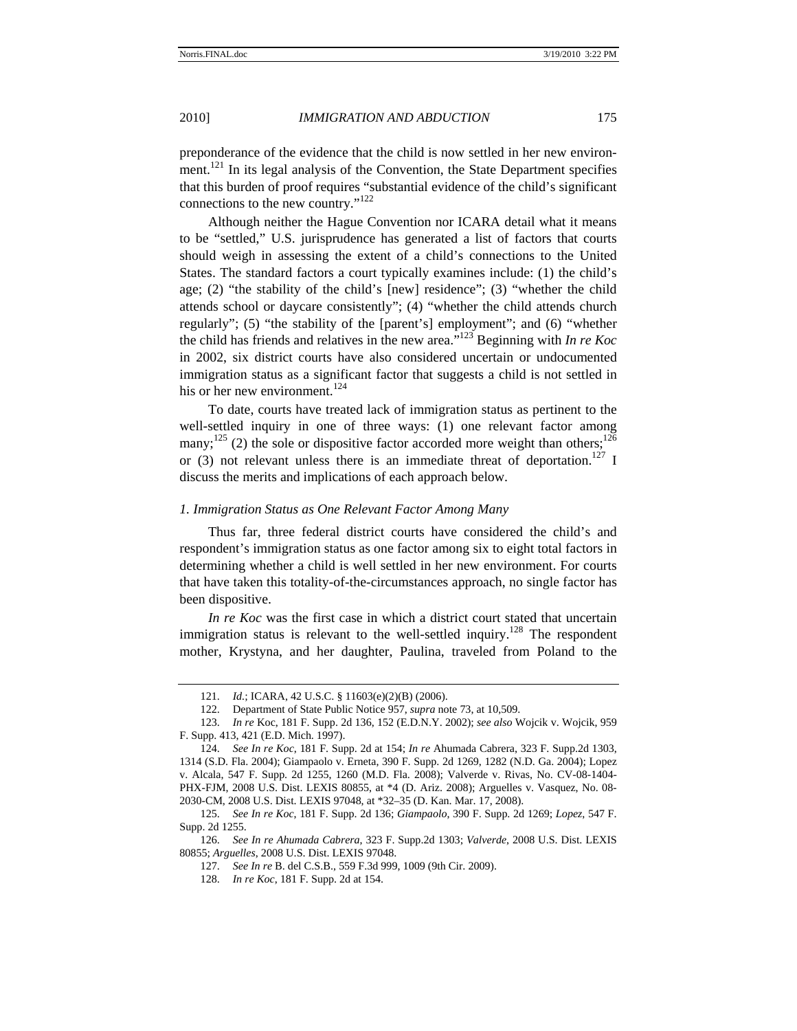preponderance of the evidence that the child is now settled in her new environment.[121] In its legal analysis of the Convention, the State Department specifies that this burden of proof requires "substantial evidence of the child's significant connections to the new country."[122]

Although neither the Hague Convention nor ICARA detail what it means to be "settled," U.S. jurisprudence has generated a list of factors that courts should weigh in assessing the extent of a child's connections to the United States. The standard factors a court typically examines include: (1) the child's age; (2) "the stability of the child's [new] residence"; (3) "whether the child attends school or daycare consistently"; (4) "whether the child attends church regularly"; (5) "the stability of the [parent's] employment"; and (6) "whether the child has friends and relatives in the new area."[123] Beginning with *In re Koc* in 2002, six district courts have also considered uncertain or undocumented immigration status as a significant factor that suggests a child is not settled in his or her new environment.[124]

To date, courts have treated lack of immigration status as pertinent to the well-settled inquiry in one of three ways: (1) one relevant factor among many;[125] (2) the sole or dispositive factor accorded more weight than others;[126] or (3) not relevant unless there is an immediate threat of deportation.[127] I discuss the merits and implications of each approach below.

### *1. Immigration Status as One Relevant Factor Among Many*

Thus far, three federal district courts have considered the child's and respondent's immigration status as one factor among six to eight total factors in determining whether a child is well settled in her new environment. For courts that have taken this totality-of-the-circumstances approach, no single factor has been dispositive.

*In re Koc* was the first case in which a district court stated that uncertain immigration status is relevant to the well-settled inquiry.[128] The respondent mother, Krystyna, and her daughter, Paulina, traveled from Poland to the

---

121. *Id.*; ICARA, 42 U.S.C. § 11603(e)(2)(B) (2006).

122. Department of State Public Notice 957, *supra* note 73, at 10,509.

123. *In re* Koc, 181 F. Supp. 2d 136, 152 (E.D.N.Y. 2002); *see also* Wojcik v. Wojcik, 959 F. Supp. 413, 421 (E.D. Mich. 1997).

124. *See In re Koc*, 181 F. Supp. 2d at 154; *In re* Ahumada Cabrera, 323 F. Supp.2d 1303, 1314 (S.D. Fla. 2004); Giampaolo v. Erneta, 390 F. Supp. 2d 1269, 1282 (N.D. Ga. 2004); Lopez v. Alcala, 547 F. Supp. 2d 1255, 1260 (M.D. Fla. 2008); Valverde v. Rivas, No. CV-08-1404-PHX-FJM, 2008 U.S. Dist. LEXIS 80855, at *4 (D. Ariz. 2008); Arguelles v. Vasquez, No. 08-2030-CM, 2008 U.S. Dist. LEXIS 97048, at *32–35 (D. Kan. Mar. 17, 2008).

125. *See In re Koc*, 181 F. Supp. 2d 136; *Giampaolo*, 390 F. Supp. 2d 1269; *Lopez*, 547 F. Supp. 2d 1255.

126. *See In re Ahumada Cabrera*, 323 F. Supp.2d 1303; *Valverde*, 2008 U.S. Dist. LEXIS 80855; *Arguelles*, 2008 U.S. Dist. LEXIS 97048.

127. *See In re* B. del C.S.B., 559 F.3d 999, 1009 (9th Cir. 2009).

128. *In re Koc*, 181 F. Supp. 2d at 154.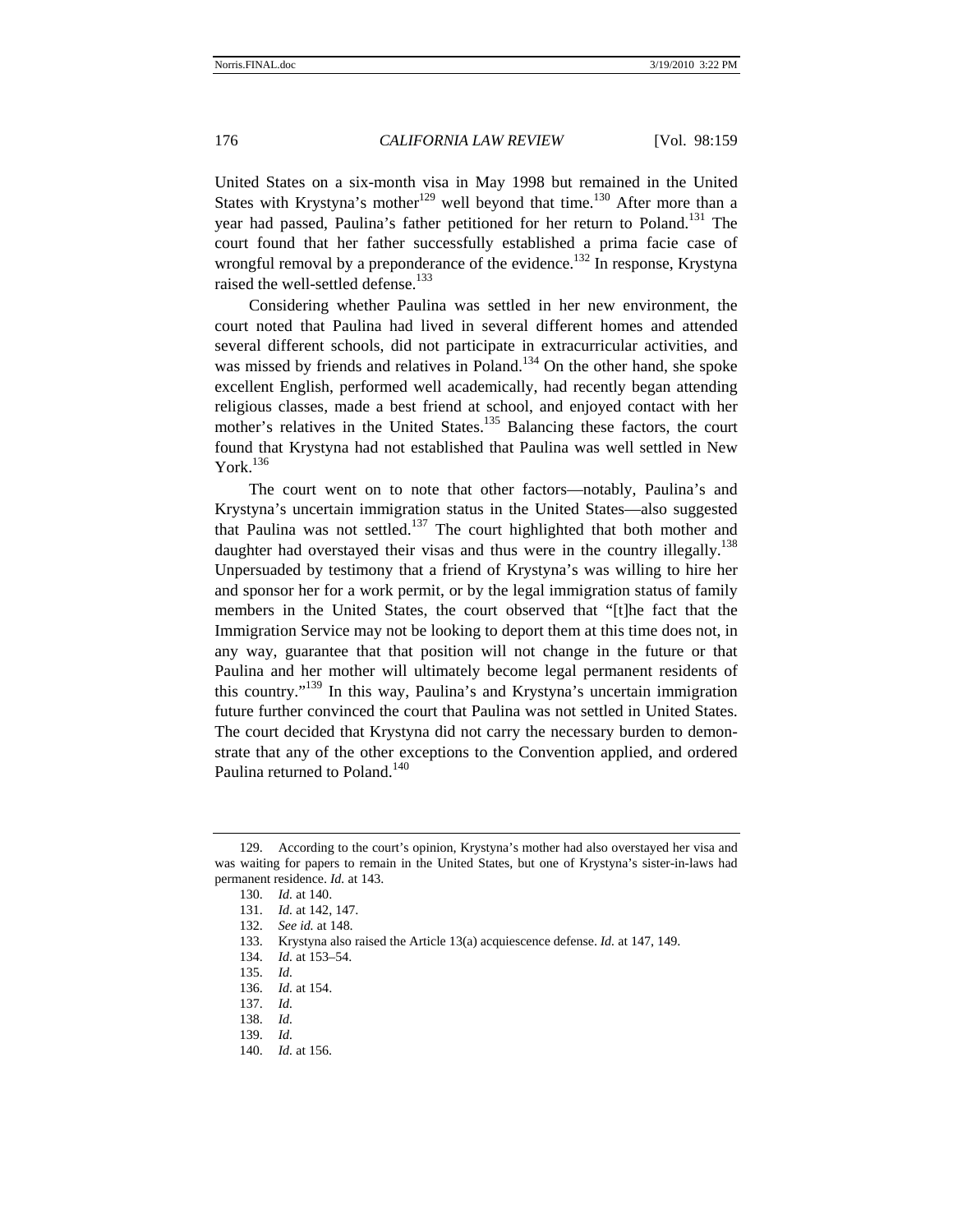United States on a six-month visa in May 1998 but remained in the United States with Krystyna's mother[129] well beyond that time.[130] After more than a year had passed, Paulina's father petitioned for her return to Poland.[131] The court found that her father successfully established a prima facie case of wrongful removal by a preponderance of the evidence.[132] In response, Krystyna raised the well-settled defense.[133]

Considering whether Paulina was settled in her new environment, the court noted that Paulina had lived in several different homes and attended several different schools, did not participate in extracurricular activities, and was missed by friends and relatives in Poland.[134] On the other hand, she spoke excellent English, performed well academically, had recently began attending religious classes, made a best friend at school, and enjoyed contact with her mother's relatives in the United States.[135] Balancing these factors, the court found that Krystyna had not established that Paulina was well settled in New York.[136]

The court went on to note that other factors—notably, Paulina's and Krystyna's uncertain immigration status in the United States—also suggested that Paulina was not settled.[137] The court highlighted that both mother and daughter had overstayed their visas and thus were in the country illegally.[138] Unpersuaded by testimony that a friend of Krystyna's was willing to hire her and sponsor her for a work permit, or by the legal immigration status of family members in the United States, the court observed that "[t]he fact that the Immigration Service may not be looking to deport them at this time does not, in any way, guarantee that that position will not change in the future or that Paulina and her mother will ultimately become legal permanent residents of this country."[139] In this way, Paulina's and Krystyna's uncertain immigration future further convinced the court that Paulina was not settled in United States. The court decided that Krystyna did not carry the necessary burden to demonstrate that any of the other exceptions to the Convention applied, and ordered Paulina returned to Poland.[140]

---

129. According to the court's opinion, Krystyna's mother had also overstayed her visa and was waiting for papers to remain in the United States, but one of Krystyna's sister-in-laws had permanent residence. *Id.* at 143.

130. *Id.* at 140.

131. *Id.* at 142, 147.

132. *See id.* at 148.

133. Krystyna also raised the Article 13(a) acquiescence defense. *Id.* at 147, 149.

134. *Id.* at 153–54.

135. *Id.*

136. *Id.* at 154.

137. *Id.*

138. *Id.*

139. *Id.*

140. *Id.* at 156.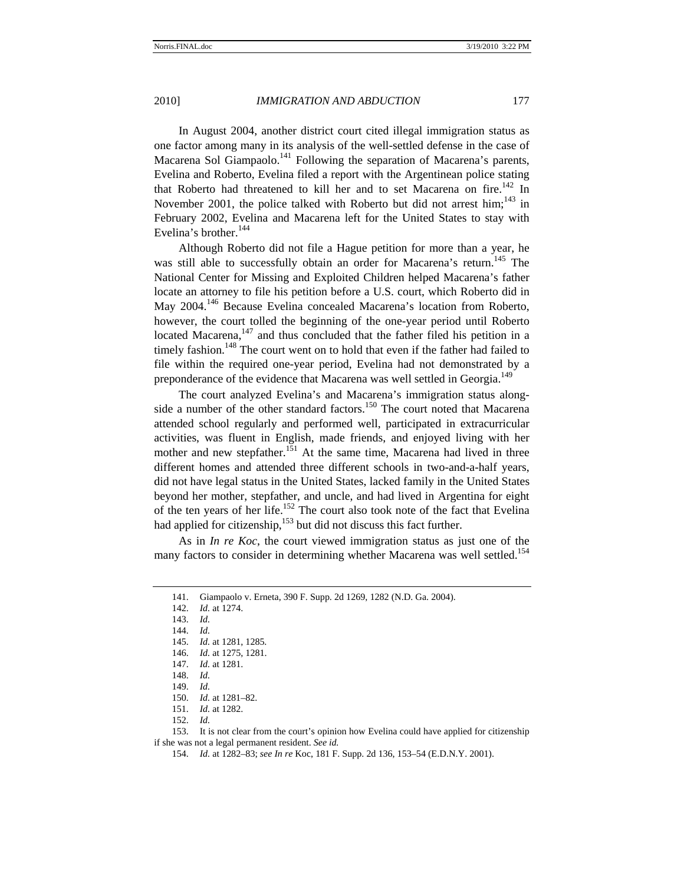In August 2004, another district court cited illegal immigration status as one factor among many in its analysis of the well-settled defense in the case of Macarena Sol Giampaolo.[141] Following the separation of Macarena's parents, Evelina and Roberto, Evelina filed a report with the Argentinean police stating that Roberto had threatened to kill her and to set Macarena on fire.[142] In November 2001, the police talked with Roberto but did not arrest him;[143] in February 2002, Evelina and Macarena left for the United States to stay with Evelina's brother.[144]

Although Roberto did not file a Hague petition for more than a year, he was still able to successfully obtain an order for Macarena's return.[145] The National Center for Missing and Exploited Children helped Macarena's father locate an attorney to file his petition before a U.S. court, which Roberto did in May 2004.[146] Because Evelina concealed Macarena's location from Roberto, however, the court tolled the beginning of the one-year period until Roberto located Macarena,[147] and thus concluded that the father filed his petition in a timely fashion.[148] The court went on to hold that even if the father had failed to file within the required one-year period, Evelina had not demonstrated by a preponderance of the evidence that Macarena was well settled in Georgia.[149]

The court analyzed Evelina's and Macarena's immigration status alongside a number of the other standard factors.[150] The court noted that Macarena attended school regularly and performed well, participated in extracurricular activities, was fluent in English, made friends, and enjoyed living with her mother and new stepfather.[151] At the same time, Macarena had lived in three different homes and attended three different schools in two-and-a-half years, did not have legal status in the United States, lacked family in the United States beyond her mother, stepfather, and uncle, and had lived in Argentina for eight of the ten years of her life.[152] The court also took note of the fact that Evelina had applied for citizenship,[153] but did not discuss this fact further.

As in *In re Koc*, the court viewed immigration status as just one of the many factors to consider in determining whether Macarena was well settled.[154]

---

141. Giampaolo v. Erneta, 390 F. Supp. 2d 1269, 1282 (N.D. Ga. 2004).

142. *Id.* at 1274.

143. *Id.*

144. *Id.*

145. *Id.* at 1281, 1285.

146. *Id.* at 1275, 1281.

147. *Id.* at 1281.

148. *Id.*

149. *Id.*

150. *Id.* at 1281–82.

151. *Id.* at 1282.

152. *Id.*

153. It is not clear from the court's opinion how Evelina could have applied for citizenship if she was not a legal permanent resident. *See id.*

154. *Id.* at 1282–83; *see In re* Koc, 181 F. Supp. 2d 136, 153–54 (E.D.N.Y. 2001).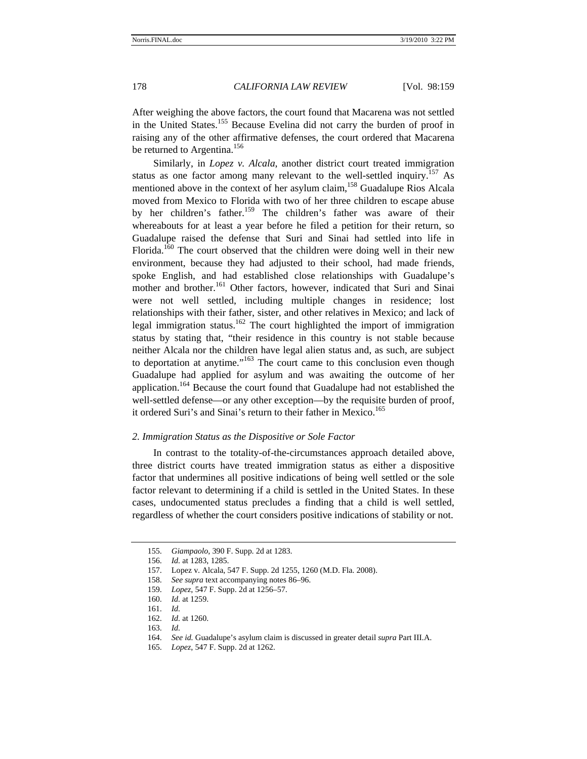After weighing the above factors, the court found that Macarena was not settled in the United States.[155] Because Evelina did not carry the burden of proof in raising any of the other affirmative defenses, the court ordered that Macarena be returned to Argentina.[156]

Similarly, in *Lopez v. Alcala*, another district court treated immigration status as one factor among many relevant to the well-settled inquiry.[157] As mentioned above in the context of her asylum claim,[158] Guadalupe Rios Alcala moved from Mexico to Florida with two of her three children to escape abuse by her children's father.[159] The children's father was aware of their whereabouts for at least a year before he filed a petition for their return, so Guadalupe raised the defense that Suri and Sinai had settled into life in Florida.[160] The court observed that the children were doing well in their new environment, because they had adjusted to their school, had made friends, spoke English, and had established close relationships with Guadalupe's mother and brother.[161] Other factors, however, indicated that Suri and Sinai were not well settled, including multiple changes in residence; lost relationships with their father, sister, and other relatives in Mexico; and lack of legal immigration status.[162] The court highlighted the import of immigration status by stating that, "their residence in this country is not stable because neither Alcala nor the children have legal alien status and, as such, are subject to deportation at anytime."[163] The court came to this conclusion even though Guadalupe had applied for asylum and was awaiting the outcome of her application.[164] Because the court found that Guadalupe had not established the well-settled defense—or any other exception—by the requisite burden of proof, it ordered Suri's and Sinai's return to their father in Mexico.[165]

### *2. Immigration Status as the Dispositive or Sole Factor*

In contrast to the totality-of-the-circumstances approach detailed above, three district courts have treated immigration status as either a dispositive factor that undermines all positive indications of being well settled or the sole factor relevant to determining if a child is settled in the United States. In these cases, undocumented status precludes a finding that a child is well settled, regardless of whether the court considers positive indications of stability or not.

---

155. *Giampaolo*, 390 F. Supp. 2d at 1283.

156. *Id.* at 1283, 1285.

157. Lopez v. Alcala, 547 F. Supp. 2d 1255, 1260 (M.D. Fla. 2008).

158. *See supra* text accompanying notes 86–96.

159. *Lopez*, 547 F. Supp. 2d at 1256–57.

160. *Id.* at 1259.

161. *Id.*

162. *Id.* at 1260.

163. *Id.*

164. *See id.* Guadalupe's asylum claim is discussed in greater detail *supra* Part III.A.

165. *Lopez*, 547 F. Supp. 2d at 1262.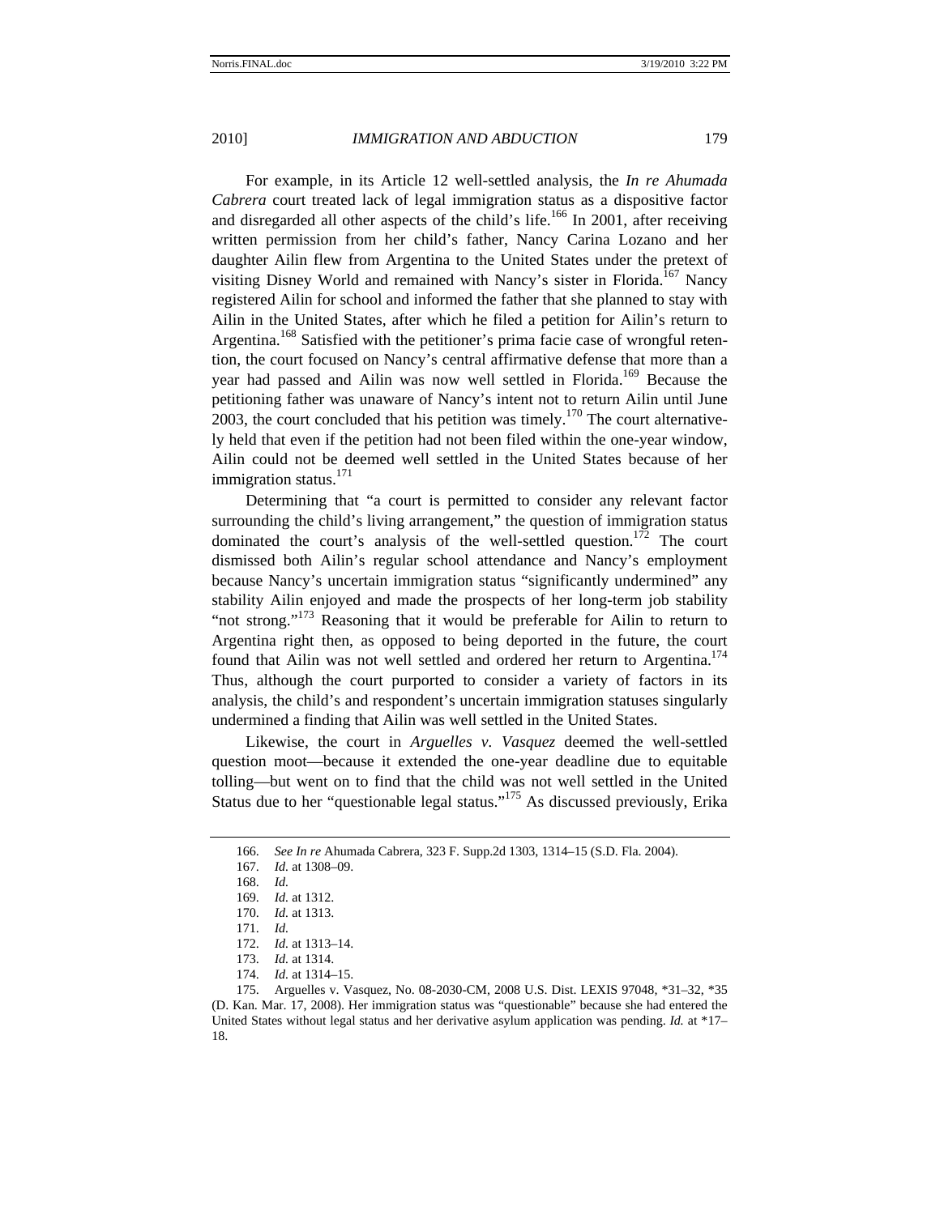For example, in its Article 12 well-settled analysis, the *In re Ahumada Cabrera* court treated lack of legal immigration status as a dispositive factor and disregarded all other aspects of the child's life.[166] In 2001, after receiving written permission from her child's father, Nancy Carina Lozano and her daughter Ailin flew from Argentina to the United States under the pretext of visiting Disney World and remained with Nancy's sister in Florida.[167] Nancy registered Ailin for school and informed the father that she planned to stay with Ailin in the United States, after which he filed a petition for Ailin's return to Argentina.[168] Satisfied with the petitioner's prima facie case of wrongful retention, the court focused on Nancy's central affirmative defense that more than a year had passed and Ailin was now well settled in Florida.[169] Because the petitioning father was unaware of Nancy's intent not to return Ailin until June 2003, the court concluded that his petition was timely.[170] The court alternatively held that even if the petition had not been filed within the one-year window, Ailin could not be deemed well settled in the United States because of her immigration status.[171]

Determining that "a court is permitted to consider any relevant factor surrounding the child's living arrangement," the question of immigration status dominated the court's analysis of the well-settled question.[172] The court dismissed both Ailin's regular school attendance and Nancy's employment because Nancy's uncertain immigration status "significantly undermined" any stability Ailin enjoyed and made the prospects of her long-term job stability "not strong."[173] Reasoning that it would be preferable for Ailin to return to Argentina right then, as opposed to being deported in the future, the court found that Ailin was not well settled and ordered her return to Argentina.[174] Thus, although the court purported to consider a variety of factors in its analysis, the child's and respondent's uncertain immigration statuses singularly undermined a finding that Ailin was well settled in the United States.

Likewise, the court in *Arguelles v. Vasquez* deemed the well-settled question moot—because it extended the one-year deadline due to equitable tolling—but went on to find that the child was not well settled in the United Status due to her "questionable legal status."[175] As discussed previously, Erika

---

166. *See In re* Ahumada Cabrera, 323 F. Supp.2d 1303, 1314–15 (S.D. Fla. 2004).

167. *Id.* at 1308–09.

168. *Id.*

169. *Id.* at 1312.

170. *Id.* at 1313.

171. *Id.*

172. *Id.* at 1313–14.

173. *Id.* at 1314.

174. *Id.* at 1314–15.

175. Arguelles v. Vasquez, No. 08-2030-CM, 2008 U.S. Dist. LEXIS 97048, *31–32, *35 (D. Kan. Mar. 17, 2008). Her immigration status was "questionable" because she had entered the United States without legal status and her derivative asylum application was pending. *Id.* at *17–18.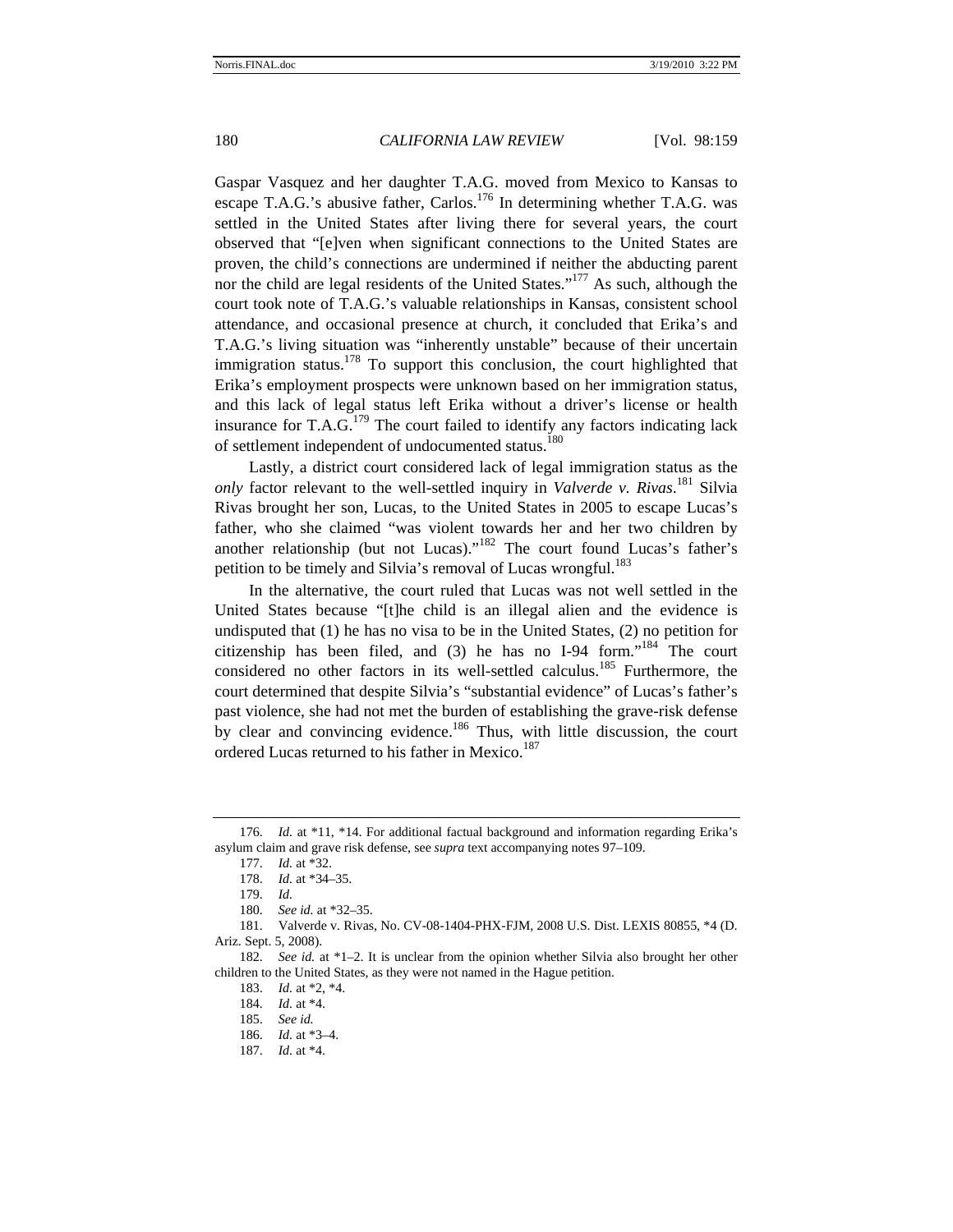Gaspar Vasquez and her daughter T.A.G. moved from Mexico to Kansas to escape T.A.G.'s abusive father, Carlos.[176] In determining whether T.A.G. was settled in the United States after living there for several years, the court observed that "[e]ven when significant connections to the United States are proven, the child's connections are undermined if neither the abducting parent nor the child are legal residents of the United States."[177] As such, although the court took note of T.A.G.'s valuable relationships in Kansas, consistent school attendance, and occasional presence at church, it concluded that Erika's and T.A.G.'s living situation was "inherently unstable" because of their uncertain immigration status.[178] To support this conclusion, the court highlighted that Erika's employment prospects were unknown based on her immigration status, and this lack of legal status left Erika without a driver's license or health insurance for T.A.G.[179] The court failed to identify any factors indicating lack of settlement independent of undocumented status.[180]

Lastly, a district court considered lack of legal immigration status as the *only* factor relevant to the well-settled inquiry in *Valverde v. Rivas*.[181] Silvia Rivas brought her son, Lucas, to the United States in 2005 to escape Lucas's father, who she claimed "was violent towards her and her two children by another relationship (but not Lucas)."[182] The court found Lucas's father's petition to be timely and Silvia's removal of Lucas wrongful.[183]

In the alternative, the court ruled that Lucas was not well settled in the United States because "[t]he child is an illegal alien and the evidence is undisputed that (1) he has no visa to be in the United States, (2) no petition for citizenship has been filed, and (3) he has no I-94 form."[184] The court considered no other factors in its well-settled calculus.[185] Furthermore, the court determined that despite Silvia's "substantial evidence" of Lucas's father's past violence, she had not met the burden of establishing the grave-risk defense by clear and convincing evidence.[186] Thus, with little discussion, the court ordered Lucas returned to his father in Mexico.[187]

---

176. *Id.* at *11, *14. For additional factual background and information regarding Erika's asylum claim and grave risk defense, see *supra* text accompanying notes 97–109.

177. *Id.* at *32.

178. *Id.* at *34–35.

179. *Id.*

180. *See id.* at *32–35.

181. Valverde v. Rivas, No. CV-08-1404-PHX-FJM, 2008 U.S. Dist. LEXIS 80855, *4 (D. Ariz. Sept. 5, 2008).

182. *See id.* at *1–2. It is unclear from the opinion whether Silvia also brought her other children to the United States, as they were not named in the Hague petition.

183. *Id.* at *2, *4.

184. *Id.* at *4.

185. *See id.*

186. *Id.* at *3–4.

187. *Id.* at *4.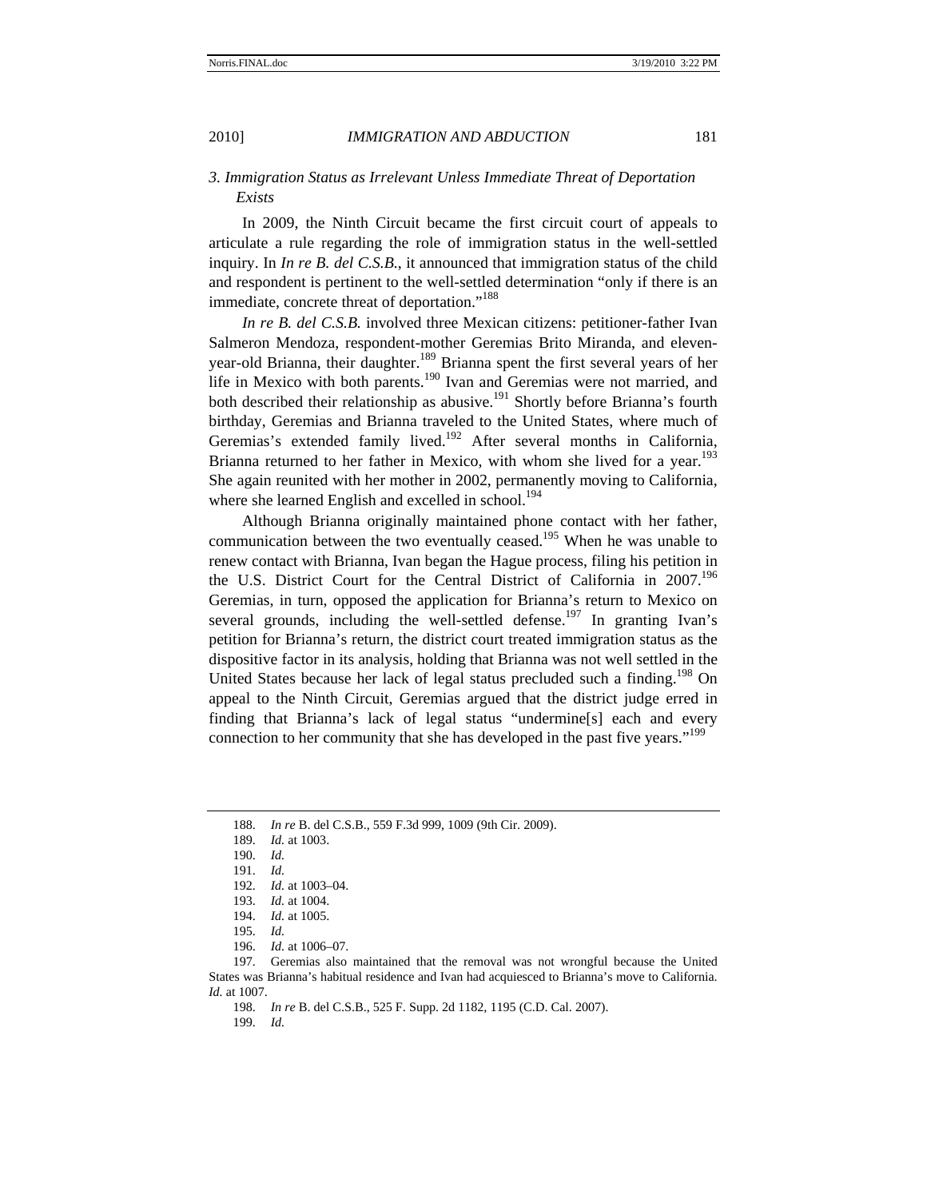### 3. Immigration Status as Irrelevant Unless Immediate Threat of Deportation Exists

In 2009, the Ninth Circuit became the first circuit court of appeals to articulate a rule regarding the role of immigration status in the well-settled inquiry. In *In re B. del C.S.B.*, it announced that immigration status of the child and respondent is pertinent to the well-settled determination "only if there is an immediate, concrete threat of deportation."[188]

*In re B. del C.S.B.* involved three Mexican citizens: petitioner-father Ivan Salmeron Mendoza, respondent-mother Geremias Brito Miranda, and eleven-year-old Brianna, their daughter.[189] Brianna spent the first several years of her life in Mexico with both parents.[190] Ivan and Geremias were not married, and both described their relationship as abusive.[191] Shortly before Brianna's fourth birthday, Geremias and Brianna traveled to the United States, where much of Geremias's extended family lived.[192] After several months in California, Brianna returned to her father in Mexico, with whom she lived for a year.[193] She again reunited with her mother in 2002, permanently moving to California, where she learned English and excelled in school.[194]

Although Brianna originally maintained phone contact with her father, communication between the two eventually ceased.[195] When he was unable to renew contact with Brianna, Ivan began the Hague process, filing his petition in the U.S. District Court for the Central District of California in 2007.[196] Geremias, in turn, opposed the application for Brianna's return to Mexico on several grounds, including the well-settled defense.[197] In granting Ivan's petition for Brianna's return, the district court treated immigration status as the dispositive factor in its analysis, holding that Brianna was not well settled in the United States because her lack of legal status precluded such a finding.[198] On appeal to the Ninth Circuit, Geremias argued that the district judge erred in finding that Brianna's lack of legal status "undermine[s] each and every connection to her community that she has developed in the past five years."[199]

---

188. *In re* B. del C.S.B., 559 F.3d 999, 1009 (9th Cir. 2009).

189. *Id.* at 1003.

190. *Id.*

191. *Id.*

192. *Id.* at 1003–04.

193. *Id.* at 1004.

194. *Id.* at 1005.

195. *Id.*

196. *Id.* at 1006–07.

197. Geremias also maintained that the removal was not wrongful because the United States was Brianna's habitual residence and Ivan had acquiesced to Brianna's move to California. *Id.* at 1007.

198. *In re* B. del C.S.B., 525 F. Supp. 2d 1182, 1195 (C.D. Cal. 2007).

199. *Id.*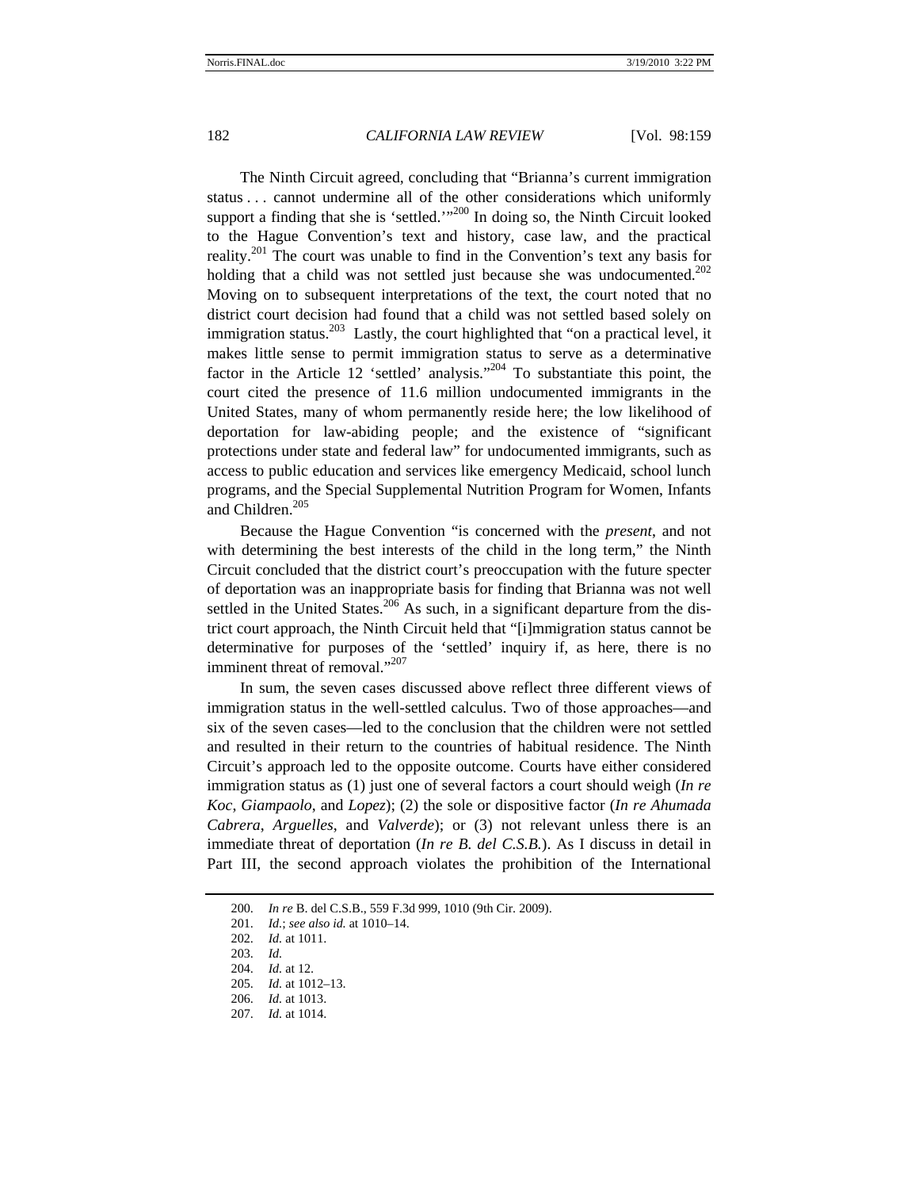The Ninth Circuit agreed, concluding that "Brianna's current immigration status . . . cannot undermine all of the other considerations which uniformly support a finding that she is 'settled.'"[200] In doing so, the Ninth Circuit looked to the Hague Convention's text and history, case law, and the practical reality.[201] The court was unable to find in the Convention's text any basis for holding that a child was not settled just because she was undocumented.[202] Moving on to subsequent interpretations of the text, the court noted that no district court decision had found that a child was not settled based solely on immigration status.[203] Lastly, the court highlighted that "on a practical level, it makes little sense to permit immigration status to serve as a determinative factor in the Article 12 'settled' analysis."[204] To substantiate this point, the court cited the presence of 11.6 million undocumented immigrants in the United States, many of whom permanently reside here; the low likelihood of deportation for law-abiding people; and the existence of "significant protections under state and federal law" for undocumented immigrants, such as access to public education and services like emergency Medicaid, school lunch programs, and the Special Supplemental Nutrition Program for Women, Infants and Children.[205]

Because the Hague Convention "is concerned with the *present*, and not with determining the best interests of the child in the long term," the Ninth Circuit concluded that the district court's preoccupation with the future specter of deportation was an inappropriate basis for finding that Brianna was not well settled in the United States.[206] As such, in a significant departure from the district court approach, the Ninth Circuit held that "[i]mmigration status cannot be determinative for purposes of the 'settled' inquiry if, as here, there is no imminent threat of removal."[207]

In sum, the seven cases discussed above reflect three different views of immigration status in the well-settled calculus. Two of those approaches—and six of the seven cases—led to the conclusion that the children were not settled and resulted in their return to the countries of habitual residence. The Ninth Circuit's approach led to the opposite outcome. Courts have either considered immigration status as (1) just one of several factors a court should weigh (*In re Koc*, *Giampaolo*, and *Lopez*); (2) the sole or dispositive factor (*In re Ahumada Cabrera*, *Arguelles*, and *Valverde*); or (3) not relevant unless there is an immediate threat of deportation (*In re B. del C.S.B.*). As I discuss in detail in Part III, the second approach violates the prohibition of the International

200. *In re* B. del C.S.B., 559 F.3d 999, 1010 (9th Cir. 2009).

201. *Id.*; *see also id.* at 1010–14.

202. *Id.* at 1011.

203. *Id.*

204. *Id.* at 12.

205. *Id.* at 1012–13.

206. *Id.* at 1013.

207. *Id.* at 1014.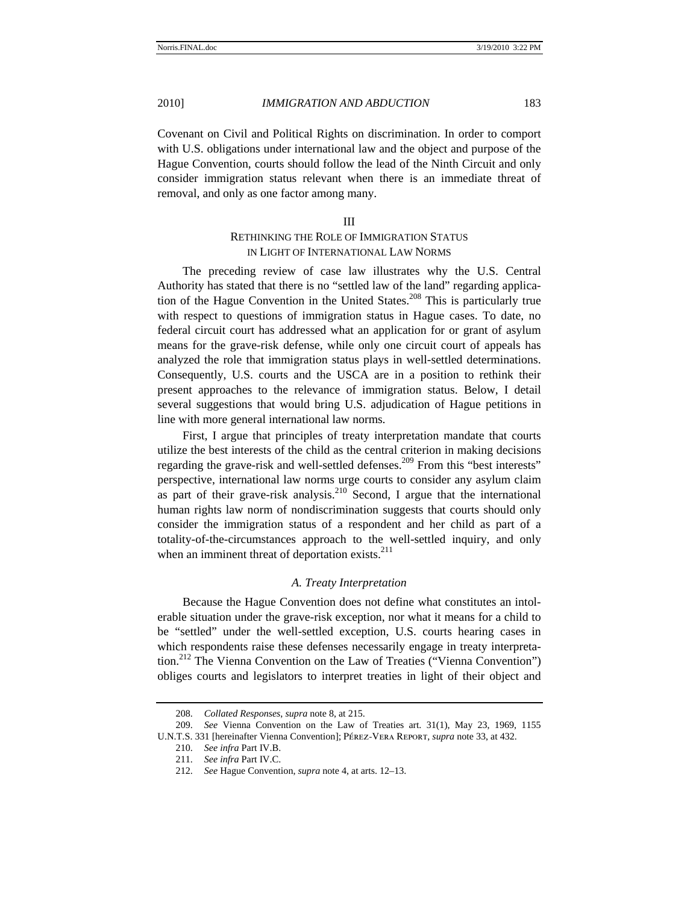Covenant on Civil and Political Rights on discrimination. In order to comport with U.S. obligations under international law and the object and purpose of the Hague Convention, courts should follow the lead of the Ninth Circuit and only consider immigration status relevant when there is an immediate threat of removal, and only as one factor among many.

## III
## RETHINKING THE ROLE OF IMMIGRATION STATUS IN LIGHT OF INTERNATIONAL LAW NORMS

The preceding review of case law illustrates why the U.S. Central Authority has stated that there is no "settled law of the land" regarding application of the Hague Convention in the United States.[208] This is particularly true with respect to questions of immigration status in Hague cases. To date, no federal circuit court has addressed what an application for or grant of asylum means for the grave-risk defense, while only one circuit court of appeals has analyzed the role that immigration status plays in well-settled determinations. Consequently, U.S. courts and the USCA are in a position to rethink their present approaches to the relevance of immigration status. Below, I detail several suggestions that would bring U.S. adjudication of Hague petitions in line with more general international law norms.

First, I argue that principles of treaty interpretation mandate that courts utilize the best interests of the child as the central criterion in making decisions regarding the grave-risk and well-settled defenses.[209] From this "best interests" perspective, international law norms urge courts to consider any asylum claim as part of their grave-risk analysis.[210] Second, I argue that the international human rights law norm of nondiscrimination suggests that courts should only consider the immigration status of a respondent and her child as part of a totality-of-the-circumstances approach to the well-settled inquiry, and only when an imminent threat of deportation exists.[211]

### *A. Treaty Interpretation*

Because the Hague Convention does not define what constitutes an intolerable situation under the grave-risk exception, nor what it means for a child to be "settled" under the well-settled exception, U.S. courts hearing cases in which respondents raise these defenses necessarily engage in treaty interpretation.[212] The Vienna Convention on the Law of Treaties ("Vienna Convention") obliges courts and legislators to interpret treaties in light of their object and

---

208. *Collated Responses*, *supra* note 8, at 215.

209. *See* Vienna Convention on the Law of Treaties art. 31(1), May 23, 1969, 1155 U.N.T.S. 331 [hereinafter Vienna Convention]; PÉREZ-VERA REPORT, *supra* note 33, at 432.

210. *See infra* Part IV.B.

211. *See infra* Part IV.C.

212. *See* Hague Convention, *supra* note 4, at arts. 12–13.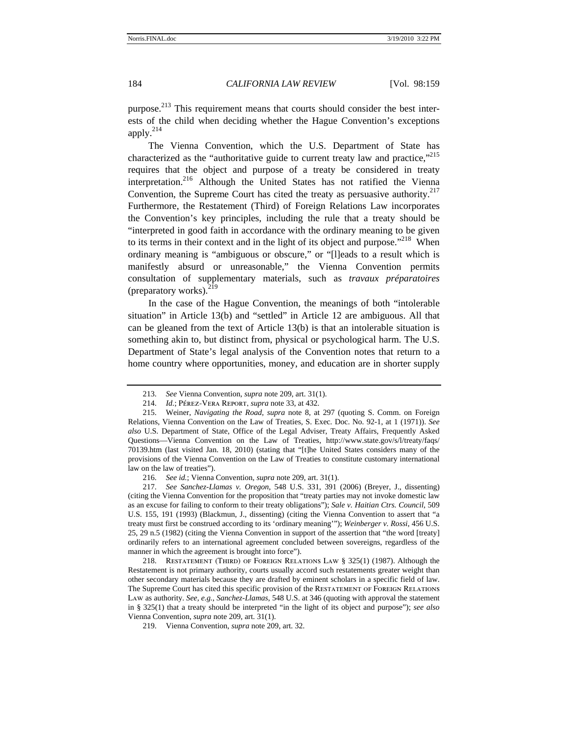purpose.[213] This requirement means that courts should consider the best interests of the child when deciding whether the Hague Convention's exceptions apply.[214]

The Vienna Convention, which the U.S. Department of State has characterized as the "authoritative guide to current treaty law and practice,"[215] requires that the object and purpose of a treaty be considered in treaty interpretation.[216] Although the United States has not ratified the Vienna Convention, the Supreme Court has cited the treaty as persuasive authority.[217] Furthermore, the Restatement (Third) of Foreign Relations Law incorporates the Convention's key principles, including the rule that a treaty should be "interpreted in good faith in accordance with the ordinary meaning to be given to its terms in their context and in the light of its object and purpose."[218] When ordinary meaning is "ambiguous or obscure," or "[l]eads to a result which is manifestly absurd or unreasonable," the Vienna Convention permits consultation of supplementary materials, such as *travaux préparatoires* (preparatory works).[219]

In the case of the Hague Convention, the meanings of both "intolerable situation" in Article 13(b) and "settled" in Article 12 are ambiguous. All that can be gleaned from the text of Article 13(b) is that an intolerable situation is something akin to, but distinct from, physical or psychological harm. The U.S. Department of State's legal analysis of the Convention notes that return to a home country where opportunities, money, and education are in shorter supply

---

213. *See* Vienna Convention, *supra* note 209, art. 31(1).

214. *Id.*; PÉREZ-VERA REPORT, *supra* note 33, at 432.

215. Weiner, *Navigating the Road*, *supra* note 8, at 297 (quoting S. Comm. on Foreign Relations, Vienna Convention on the Law of Treaties, S. Exec. Doc. No. 92-1, at 1 (1971)). *See also* U.S. Department of State, Office of the Legal Adviser, Treaty Affairs, Frequently Asked Questions—Vienna Convention on the Law of Treaties, http://www.state.gov/s/l/treaty/faqs/70139.htm (last visited Jan. 18, 2010) (stating that "[t]he United States considers many of the provisions of the Vienna Convention on the Law of Treaties to constitute customary international law on the law of treaties").

216. *See id.*; Vienna Convention, *supra* note 209, art. 31(1).

217. *See Sanchez-Llamas v. Oregon*, 548 U.S. 331, 391 (2006) (Breyer, J., dissenting) (citing the Vienna Convention for the proposition that "treaty parties may not invoke domestic law as an excuse for failing to conform to their treaty obligations"); *Sale v. Haitian Ctrs. Council*, 509 U.S. 155, 191 (1993) (Blackmun, J., dissenting) (citing the Vienna Convention to assert that "a treaty must first be construed according to its 'ordinary meaning'"); *Weinberger v. Rossi*, 456 U.S. 25, 29 n.5 (1982) (citing the Vienna Convention in support of the assertion that "the word [treaty] ordinarily refers to an international agreement concluded between sovereigns, regardless of the manner in which the agreement is brought into force").

218. RESTATEMENT (THIRD) OF FOREIGN RELATIONS LAW § 325(1) (1987). Although the Restatement is not primary authority, courts usually accord such restatements greater weight than other secondary materials because they are drafted by eminent scholars in a specific field of law. The Supreme Court has cited this specific provision of the RESTATEMENT OF FOREIGN RELATIONS LAW as authority. *See, e.g.*, *Sanchez-Llamas*, 548 U.S. at 346 (quoting with approval the statement in § 325(1) that a treaty should be interpreted "in the light of its object and purpose"); *see also* Vienna Convention, *supra* note 209, art. 31(1).

219. Vienna Convention, *supra* note 209, art. 32.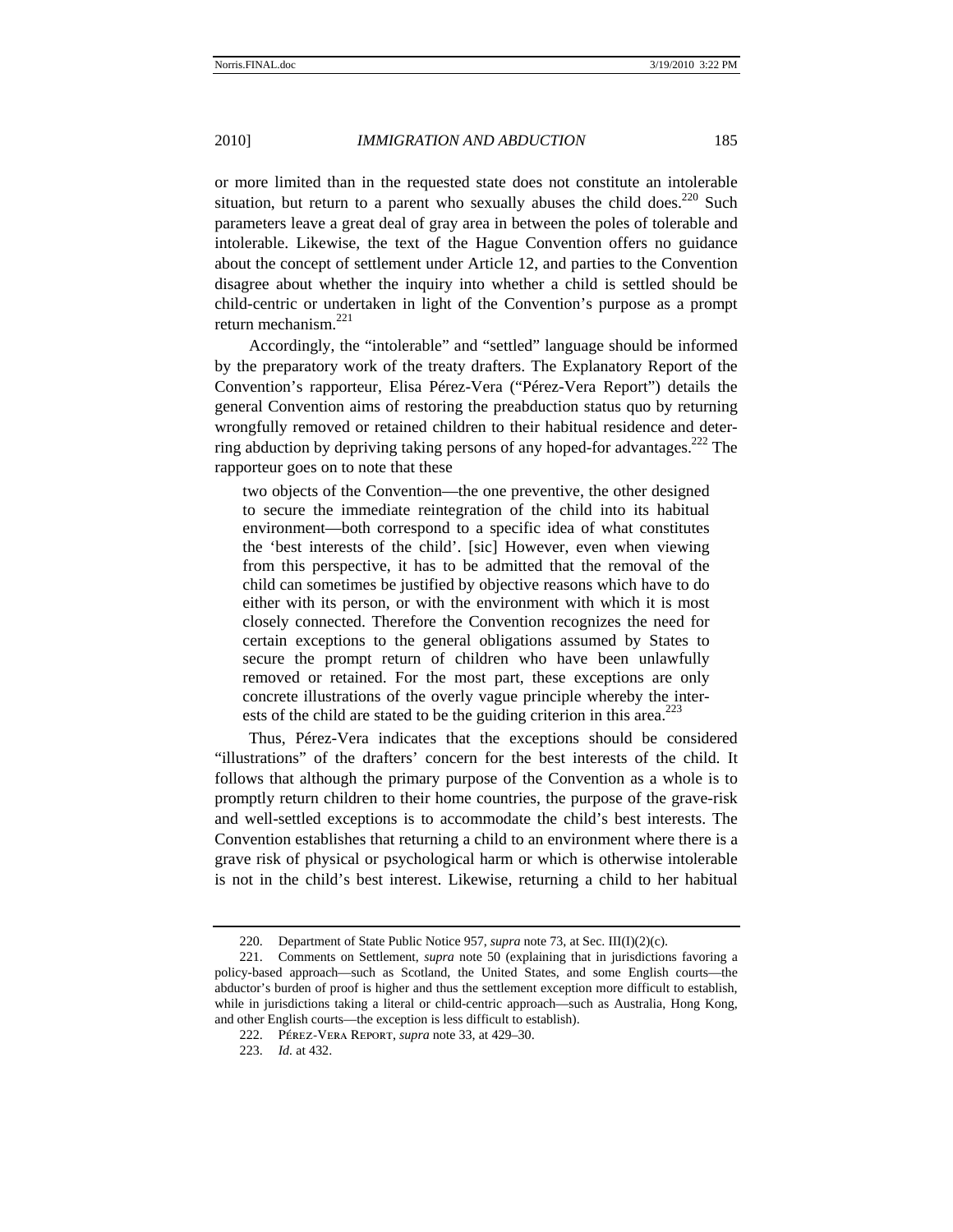or more limited than in the requested state does not constitute an intolerable situation, but return to a parent who sexually abuses the child does.[220] Such parameters leave a great deal of gray area in between the poles of tolerable and intolerable. Likewise, the text of the Hague Convention offers no guidance about the concept of settlement under Article 12, and parties to the Convention disagree about whether the inquiry into whether a child is settled should be child-centric or undertaken in light of the Convention's purpose as a prompt return mechanism.[221]

Accordingly, the "intolerable" and "settled" language should be informed by the preparatory work of the treaty drafters. The Explanatory Report of the Convention's rapporteur, Elisa Pérez-Vera ("Pérez-Vera Report") details the general Convention aims of restoring the preabduction status quo by returning wrongfully removed or retained children to their habitual residence and deterring abduction by depriving taking persons of any hoped-for advantages.[222] The rapporteur goes on to note that these

> two objects of the Convention—the one preventive, the other designed to secure the immediate reintegration of the child into its habitual environment—both correspond to a specific idea of what constitutes the 'best interests of the child'. [sic] However, even when viewing from this perspective, it has to be admitted that the removal of the child can sometimes be justified by objective reasons which have to do either with its person, or with the environment with which it is most closely connected. Therefore the Convention recognizes the need for certain exceptions to the general obligations assumed by States to secure the prompt return of children who have been unlawfully removed or retained. For the most part, these exceptions are only concrete illustrations of the overly vague principle whereby the interests of the child are stated to be the guiding criterion in this area.[223]

Thus, Pérez-Vera indicates that the exceptions should be considered "illustrations" of the drafters' concern for the best interests of the child. It follows that although the primary purpose of the Convention as a whole is to promptly return children to their home countries, the purpose of the grave-risk and well-settled exceptions is to accommodate the child's best interests. The Convention establishes that returning a child to an environment where there is a grave risk of physical or psychological harm or which is otherwise intolerable is not in the child's best interest. Likewise, returning a child to her habitual

---

220. Department of State Public Notice 957, *supra* note 73, at Sec. III(I)(2)(c).

221. Comments on Settlement, *supra* note 50 (explaining that in jurisdictions favoring a policy-based approach—such as Scotland, the United States, and some English courts—the abductor's burden of proof is higher and thus the settlement exception more difficult to establish, while in jurisdictions taking a literal or child-centric approach—such as Australia, Hong Kong, and other English courts—the exception is less difficult to establish).

222. PÉREZ-VERA REPORT, *supra* note 33, at 429–30.

223. *Id.* at 432.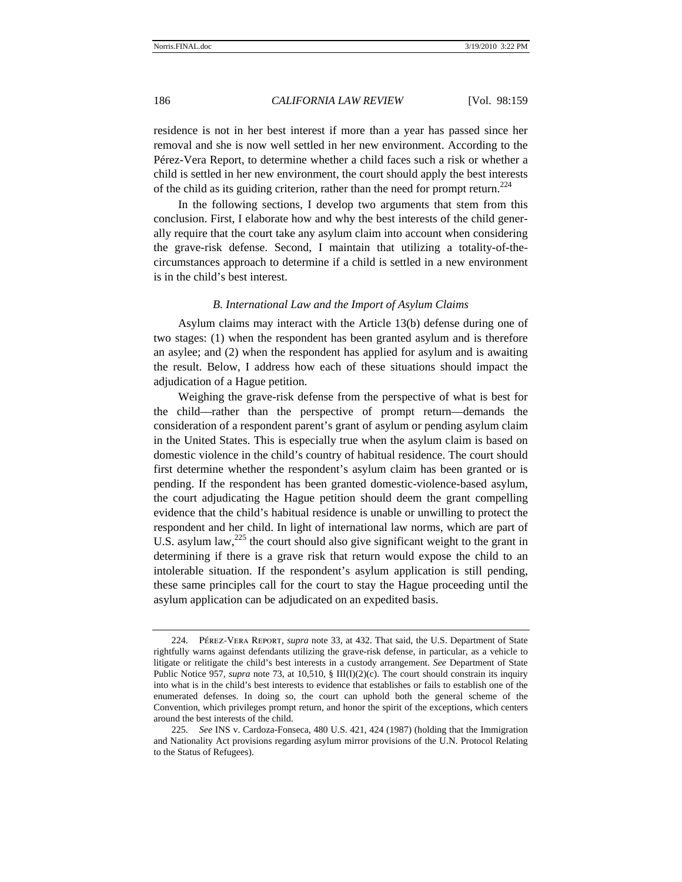residence is not in her best interest if more than a year has passed since her removal and she is now well settled in her new environment. According to the Pérez-Vera Report, to determine whether a child faces such a risk or whether a child is settled in her new environment, the court should apply the best interests of the child as its guiding criterion, rather than the need for prompt return.[224]

In the following sections, I develop two arguments that stem from this conclusion. First, I elaborate how and why the best interests of the child generally require that the court take any asylum claim into account when considering the grave-risk defense. Second, I maintain that utilizing a totality-of-the-circumstances approach to determine if a child is settled in a new environment is in the child's best interest.

### *B. International Law and the Import of Asylum Claims*

Asylum claims may interact with the Article 13(b) defense during one of two stages: (1) when the respondent has been granted asylum and is therefore an asylee; and (2) when the respondent has applied for asylum and is awaiting the result. Below, I address how each of these situations should impact the adjudication of a Hague petition.

Weighing the grave-risk defense from the perspective of what is best for the child—rather than the perspective of prompt return—demands the consideration of a respondent parent's grant of asylum or pending asylum claim in the United States. This is especially true when the asylum claim is based on domestic violence in the child's country of habitual residence. The court should first determine whether the respondent's asylum claim has been granted or is pending. If the respondent has been granted domestic-violence-based asylum, the court adjudicating the Hague petition should deem the grant compelling evidence that the child's habitual residence is unable or unwilling to protect the respondent and her child. In light of international law norms, which are part of U.S. asylum law,[225] the court should also give significant weight to the grant in determining if there is a grave risk that return would expose the child to an intolerable situation. If the respondent's asylum application is still pending, these same principles call for the court to stay the Hague proceeding until the asylum application can be adjudicated on an expedited basis.

---

224. Pérez-Vera Report, *supra* note 33, at 432. That said, the U.S. Department of State rightfully warns against defendants utilizing the grave-risk defense, in particular, as a vehicle to litigate or relitigate the child's best interests in a custody arrangement. *See* Department of State Public Notice 957, *supra* note 73, at 10,510, § III(I)(2)(c). The court should constrain its inquiry into what is in the child's best interests to evidence that establishes or fails to establish one of the enumerated defenses. In doing so, the court can uphold both the general scheme of the Convention, which privileges prompt return, and honor the spirit of the exceptions, which centers around the best interests of the child.

225. *See* INS v. Cardoza-Fonseca, 480 U.S. 421, 424 (1987) (holding that the Immigration and Nationality Act provisions regarding asylum mirror provisions of the U.N. Protocol Relating to the Status of Refugees).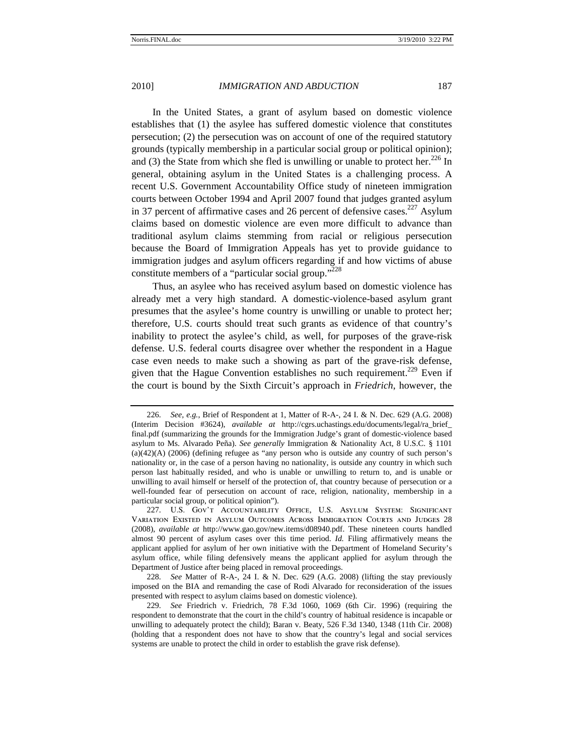In the United States, a grant of asylum based on domestic violence establishes that (1) the asylee has suffered domestic violence that constitutes persecution; (2) the persecution was on account of one of the required statutory grounds (typically membership in a particular social group or political opinion); and (3) the State from which she fled is unwilling or unable to protect her.[226] In general, obtaining asylum in the United States is a challenging process. A recent U.S. Government Accountability Office study of nineteen immigration courts between October 1994 and April 2007 found that judges granted asylum in 37 percent of affirmative cases and 26 percent of defensive cases.[227] Asylum claims based on domestic violence are even more difficult to advance than traditional asylum claims stemming from racial or religious persecution because the Board of Immigration Appeals has yet to provide guidance to immigration judges and asylum officers regarding if and how victims of abuse constitute members of a "particular social group."[228]

Thus, an asylee who has received asylum based on domestic violence has already met a very high standard. A domestic-violence-based asylum grant presumes that the asylee's home country is unwilling or unable to protect her; therefore, U.S. courts should treat such grants as evidence of that country's inability to protect the asylee's child, as well, for purposes of the grave-risk defense. U.S. federal courts disagree over whether the respondent in a Hague case even needs to make such a showing as part of the grave-risk defense, given that the Hague Convention establishes no such requirement.[229] Even if the court is bound by the Sixth Circuit's approach in *Friedrich*, however, the

---

226. *See, e.g.*, Brief of Respondent at 1, Matter of R-A-, 24 I. & N. Dec. 629 (A.G. 2008) (Interim Decision #3624), *available at* http://cgrs.uchastings.edu/documents/legal/ra_brief_final.pdf (summarizing the grounds for the Immigration Judge's grant of domestic-violence based asylum to Ms. Alvarado Peña). *See generally* Immigration & Nationality Act, 8 U.S.C. § 1101 (a)(42)(A) (2006) (defining refugee as "any person who is outside any country of such person's nationality or, in the case of a person having no nationality, is outside any country in which such person last habitually resided, and who is unable or unwilling to return to, and is unable or unwilling to avail himself or herself of the protection of, that country because of persecution or a well-founded fear of persecution on account of race, religion, nationality, membership in a particular social group, or political opinion").

227. U.S. Gov't Accountability Office, U.S. Asylum System: Significant Variation Existed in Asylum Outcomes Across Immigration Courts and Judges 28 (2008), *available at* http://www.gao.gov/new.items/d08940.pdf. These nineteen courts handled almost 90 percent of asylum cases over this time period. *Id.* Filing affirmatively means the applicant applied for asylum of her own initiative with the Department of Homeland Security's asylum office, while filing defensively means the applicant applied for asylum through the Department of Justice after being placed in removal proceedings.

228. *See* Matter of R-A-, 24 I. & N. Dec. 629 (A.G. 2008) (lifting the stay previously imposed on the BIA and remanding the case of Rodi Alvarado for reconsideration of the issues presented with respect to asylum claims based on domestic violence).

229. *See* Friedrich v. Friedrich, 78 F.3d 1060, 1069 (6th Cir. 1996) (requiring the respondent to demonstrate that the court in the child's country of habitual residence is incapable or unwilling to adequately protect the child); Baran v. Beaty, 526 F.3d 1340, 1348 (11th Cir. 2008) (holding that a respondent does not have to show that the country's legal and social services systems are unable to protect the child in order to establish the grave risk defense).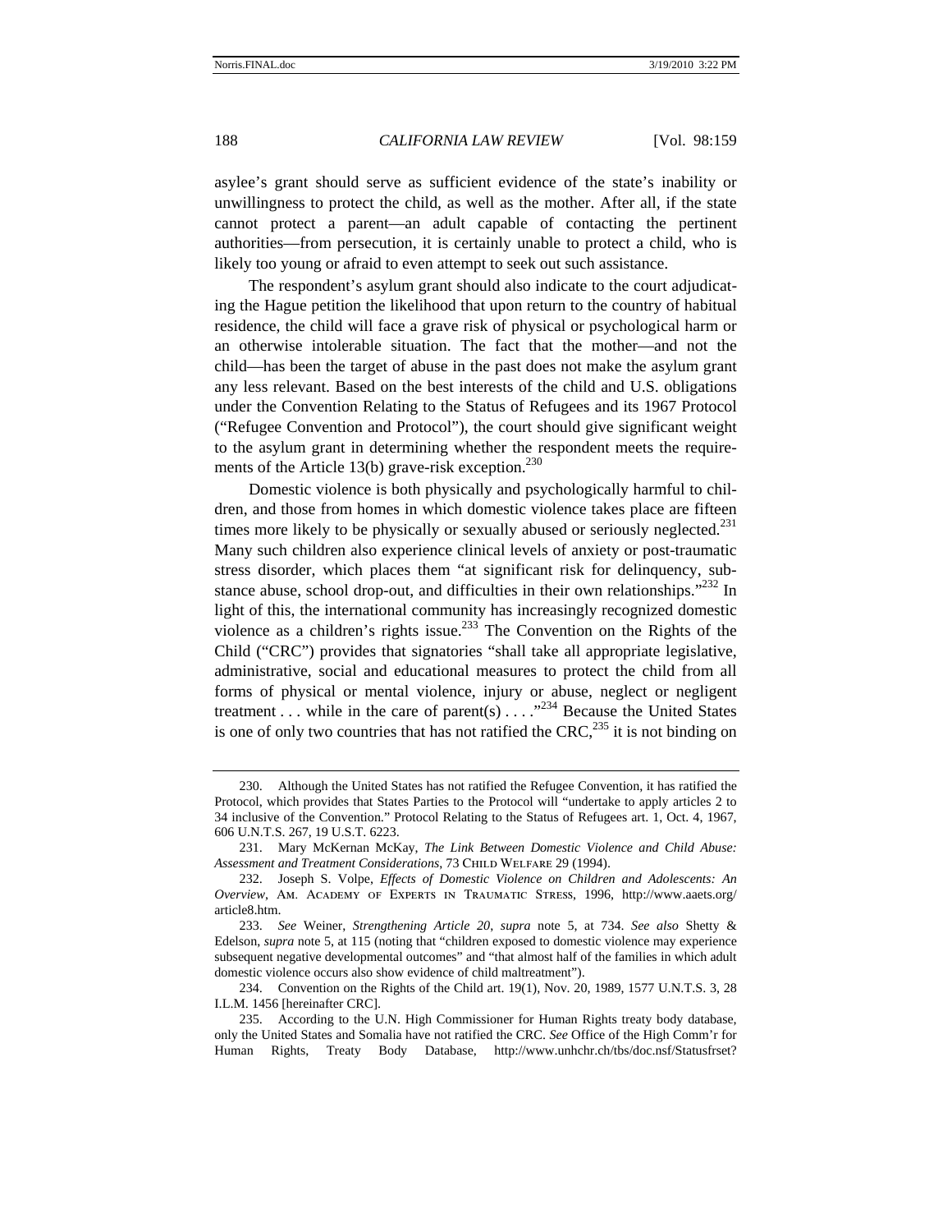asylee's grant should serve as sufficient evidence of the state's inability or unwillingness to protect the child, as well as the mother. After all, if the state cannot protect a parent—an adult capable of contacting the pertinent authorities—from persecution, it is certainly unable to protect a child, who is likely too young or afraid to even attempt to seek out such assistance.

The respondent's asylum grant should also indicate to the court adjudicating the Hague petition the likelihood that upon return to the country of habitual residence, the child will face a grave risk of physical or psychological harm or an otherwise intolerable situation. The fact that the mother—and not the child—has been the target of abuse in the past does not make the asylum grant any less relevant. Based on the best interests of the child and U.S. obligations under the Convention Relating to the Status of Refugees and its 1967 Protocol ("Refugee Convention and Protocol"), the court should give significant weight to the asylum grant in determining whether the respondent meets the requirements of the Article 13(b) grave-risk exception.[230]

Domestic violence is both physically and psychologically harmful to children, and those from homes in which domestic violence takes place are fifteen times more likely to be physically or sexually abused or seriously neglected.[231] Many such children also experience clinical levels of anxiety or post-traumatic stress disorder, which places them "at significant risk for delinquency, substance abuse, school drop-out, and difficulties in their own relationships."[232] In light of this, the international community has increasingly recognized domestic violence as a children's rights issue.[233] The Convention on the Rights of the Child ("CRC") provides that signatories "shall take all appropriate legislative, administrative, social and educational measures to protect the child from all forms of physical or mental violence, injury or abuse, neglect or negligent treatment . . . while in the care of parent(s) . . . ."[234] Because the United States is one of only two countries that has not ratified the CRC,[235] it is not binding on

---

230. Although the United States has not ratified the Refugee Convention, it has ratified the Protocol, which provides that States Parties to the Protocol will "undertake to apply articles 2 to 34 inclusive of the Convention." Protocol Relating to the Status of Refugees art. 1, Oct. 4, 1967, 606 U.N.T.S. 267, 19 U.S.T. 6223.

231. Mary McKernan McKay, *The Link Between Domestic Violence and Child Abuse: Assessment and Treatment Considerations*, 73 CHILD WELFARE 29 (1994).

232. Joseph S. Volpe, *Effects of Domestic Violence on Children and Adolescents: An Overview*, AM. ACADEMY OF EXPERTS IN TRAUMATIC STRESS, 1996, http://www.aaets.org/article8.htm.

233. *See* Weiner, *Strengthening Article 20*, *supra* note 5, at 734. *See also* Shetty & Edelson, *supra* note 5, at 115 (noting that "children exposed to domestic violence may experience subsequent negative developmental outcomes" and "that almost half of the families in which adult domestic violence occurs also show evidence of child maltreatment").

234. Convention on the Rights of the Child art. 19(1), Nov. 20, 1989, 1577 U.N.T.S. 3, 28 I.L.M. 1456 [hereinafter CRC].

235. According to the U.N. High Commissioner for Human Rights treaty body database, only the United States and Somalia have not ratified the CRC. *See* Office of the High Comm'r for Human Rights, Treaty Body Database, http://www.unhchr.ch/tbs/doc.nsf/Statusfrset?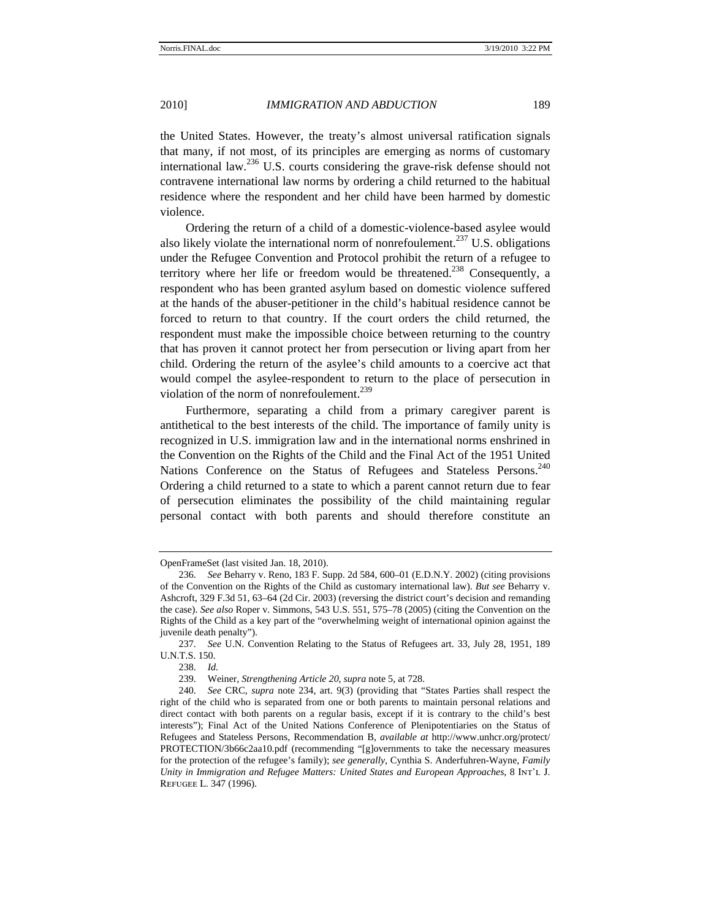the United States. However, the treaty's almost universal ratification signals that many, if not most, of its principles are emerging as norms of customary international law.[236] U.S. courts considering the grave-risk defense should not contravene international law norms by ordering a child returned to the habitual residence where the respondent and her child have been harmed by domestic violence.

Ordering the return of a child of a domestic-violence-based asylee would also likely violate the international norm of nonrefoulement.[237] U.S. obligations under the Refugee Convention and Protocol prohibit the return of a refugee to territory where her life or freedom would be threatened.[238] Consequently, a respondent who has been granted asylum based on domestic violence suffered at the hands of the abuser-petitioner in the child's habitual residence cannot be forced to return to that country. If the court orders the child returned, the respondent must make the impossible choice between returning to the country that has proven it cannot protect her from persecution or living apart from her child. Ordering the return of the asylee's child amounts to a coercive act that would compel the asylee-respondent to return to the place of persecution in violation of the norm of nonrefoulement.[239]

Furthermore, separating a child from a primary caregiver parent is antithetical to the best interests of the child. The importance of family unity is recognized in U.S. immigration law and in the international norms enshrined in the Convention on the Rights of the Child and the Final Act of the 1951 United Nations Conference on the Status of Refugees and Stateless Persons.[240] Ordering a child returned to a state to which a parent cannot return due to fear of persecution eliminates the possibility of the child maintaining regular personal contact with both parents and should therefore constitute an

---

OpenFrameSet (last visited Jan. 18, 2010).

236. *See* Beharry v. Reno, 183 F. Supp. 2d 584, 600–01 (E.D.N.Y. 2002) (citing provisions of the Convention on the Rights of the Child as customary international law). *But see* Beharry v. Ashcroft, 329 F.3d 51, 63–64 (2d Cir. 2003) (reversing the district court's decision and remanding the case). *See also* Roper v. Simmons, 543 U.S. 551, 575–78 (2005) (citing the Convention on the Rights of the Child as a key part of the "overwhelming weight of international opinion against the juvenile death penalty").

237. *See* U.N. Convention Relating to the Status of Refugees art. 33, July 28, 1951, 189 U.N.T.S. 150.

238. *Id.*

239. Weiner, *Strengthening Article 20*, *supra* note 5, at 728.

240. *See* CRC, *supra* note 234, art. 9(3) (providing that "States Parties shall respect the right of the child who is separated from one or both parents to maintain personal relations and direct contact with both parents on a regular basis, except if it is contrary to the child's best interests"); Final Act of the United Nations Conference of Plenipotentiaries on the Status of Refugees and Stateless Persons, Recommendation B, *available at* http://www.unhcr.org/protect/PROTECTION/3b66c2aa10.pdf (recommending "[g]overnments to take the necessary measures for the protection of the refugee's family); *see generally*, Cynthia S. Anderfuhren-Wayne, *Family Unity in Immigration and Refugee Matters: United States and European Approaches*, 8 INT'L J. REFUGEE L. 347 (1996).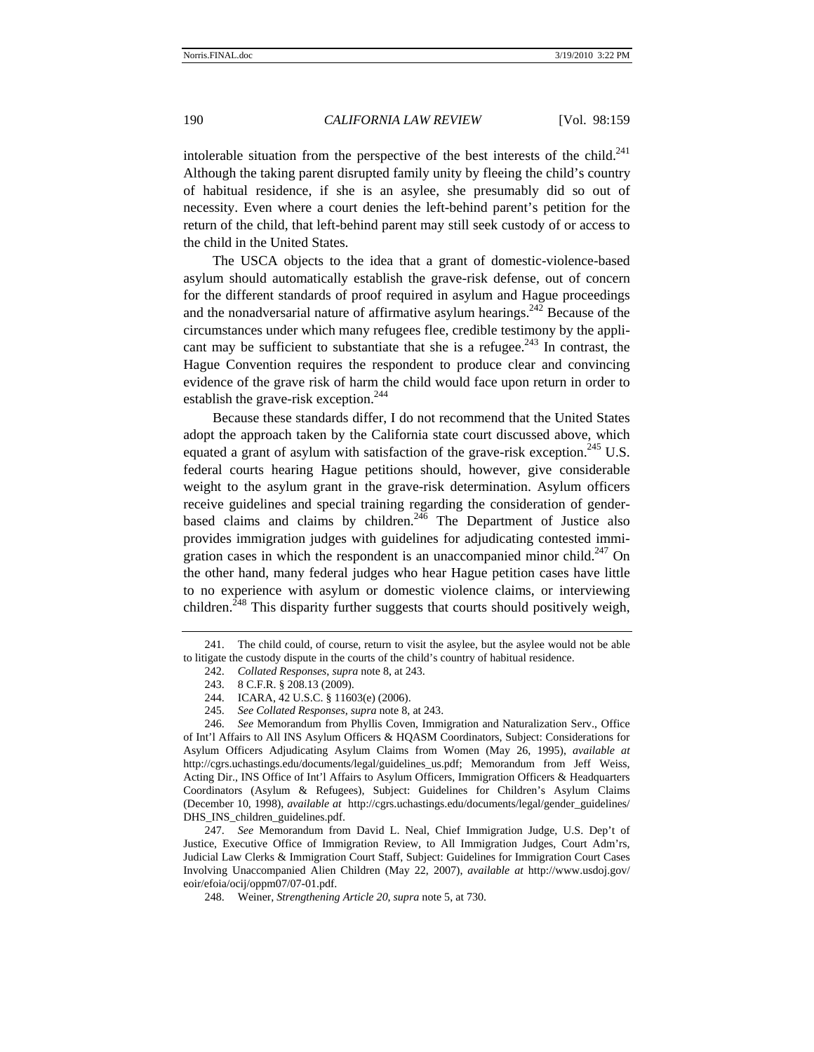intolerable situation from the perspective of the best interests of the child.[241] Although the taking parent disrupted family unity by fleeing the child's country of habitual residence, if she is an asylee, she presumably did so out of necessity. Even where a court denies the left-behind parent's petition for the return of the child, that left-behind parent may still seek custody of or access to the child in the United States.

The USCA objects to the idea that a grant of domestic-violence-based asylum should automatically establish the grave-risk defense, out of concern for the different standards of proof required in asylum and Hague proceedings and the nonadversarial nature of affirmative asylum hearings.[242] Because of the circumstances under which many refugees flee, credible testimony by the applicant may be sufficient to substantiate that she is a refugee.[243] In contrast, the Hague Convention requires the respondent to produce clear and convincing evidence of the grave risk of harm the child would face upon return in order to establish the grave-risk exception.[244]

Because these standards differ, I do not recommend that the United States adopt the approach taken by the California state court discussed above, which equated a grant of asylum with satisfaction of the grave-risk exception.[245] U.S. federal courts hearing Hague petitions should, however, give considerable weight to the asylum grant in the grave-risk determination. Asylum officers receive guidelines and special training regarding the consideration of gender-based claims and claims by children.[246] The Department of Justice also provides immigration judges with guidelines for adjudicating contested immigration cases in which the respondent is an unaccompanied minor child.[247] On the other hand, many federal judges who hear Hague petition cases have little to no experience with asylum or domestic violence claims, or interviewing children.[248] This disparity further suggests that courts should positively weigh,

---

241. The child could, of course, return to visit the asylee, but the asylee would not be able to litigate the custody dispute in the courts of the child's country of habitual residence.

242. *Collated Responses*, *supra* note 8, at 243.

243. 8 C.F.R. § 208.13 (2009).

244. ICARA, 42 U.S.C. § 11603(e) (2006).

245. *See Collated Responses*, *supra* note 8, at 243.

246. *See* Memorandum from Phyllis Coven, Immigration and Naturalization Serv., Office of Int'l Affairs to All INS Asylum Officers & HQASM Coordinators, Subject: Considerations for Asylum Officers Adjudicating Asylum Claims from Women (May 26, 1995), *available at* http://cgrs.uchastings.edu/documents/legal/guidelines_us.pdf; Memorandum from Jeff Weiss, Acting Dir., INS Office of Int'l Affairs to Asylum Officers, Immigration Officers & Headquarters Coordinators (Asylum & Refugees), Subject: Guidelines for Children's Asylum Claims (December 10, 1998), *available at* http://cgrs.uchastings.edu/documents/legal/gender_guidelines/DHS_INS_children_guidelines.pdf.

247. *See* Memorandum from David L. Neal, Chief Immigration Judge, U.S. Dep't of Justice, Executive Office of Immigration Review, to All Immigration Judges, Court Adm'rs, Judicial Law Clerks & Immigration Court Staff, Subject: Guidelines for Immigration Court Cases Involving Unaccompanied Alien Children (May 22, 2007), *available at* http://www.usdoj.gov/eoir/efoia/ocij/oppm07/07-01.pdf.

248. Weiner, *Strengthening Article 20*, *supra* note 5, at 730.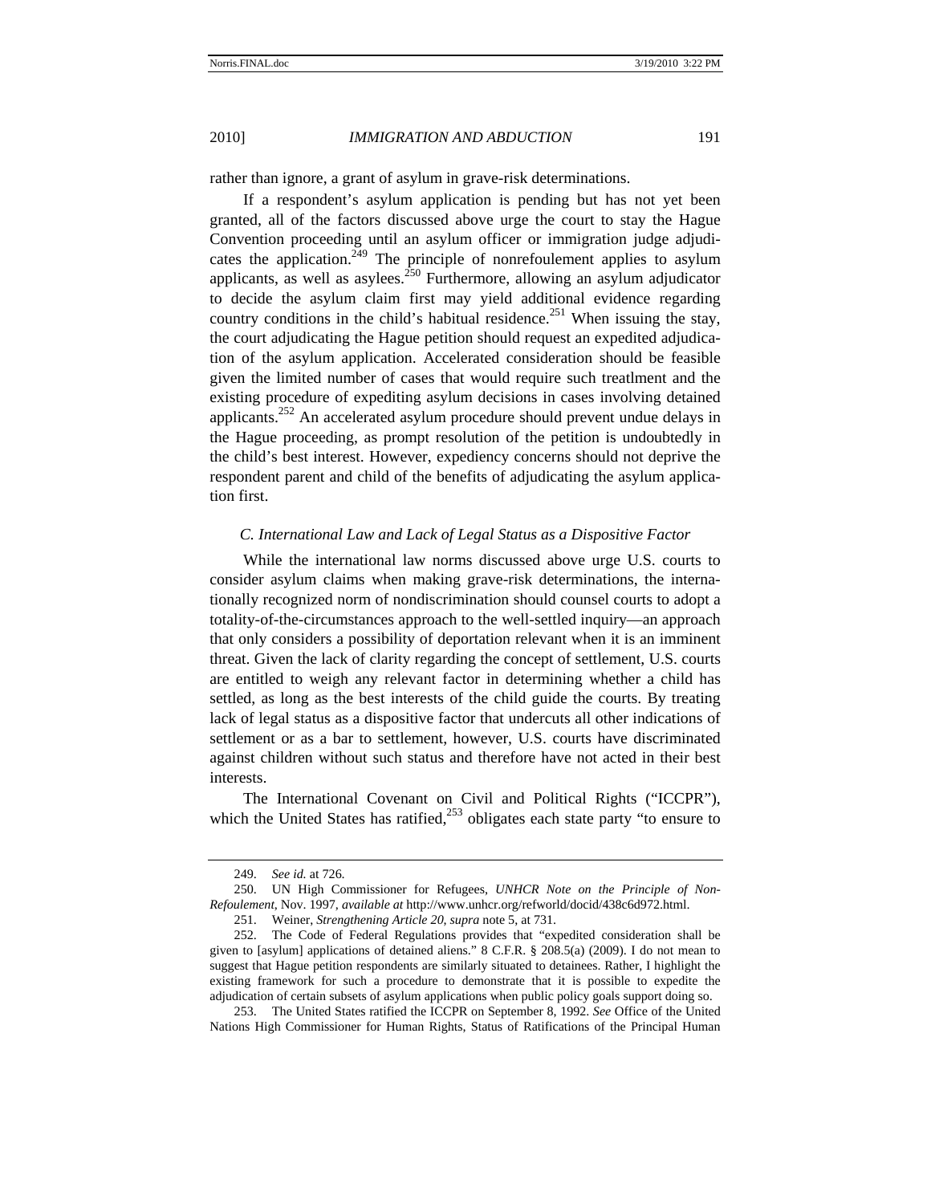rather than ignore, a grant of asylum in grave-risk determinations.

If a respondent's asylum application is pending but has not yet been granted, all of the factors discussed above urge the court to stay the Hague Convention proceeding until an asylum officer or immigration judge adjudicates the application.[249] The principle of nonrefoulement applies to asylum applicants, as well as asylees.[250] Furthermore, allowing an asylum adjudicator to decide the asylum claim first may yield additional evidence regarding country conditions in the child's habitual residence.[251] When issuing the stay, the court adjudicating the Hague petition should request an expedited adjudication of the asylum application. Accelerated consideration should be feasible given the limited number of cases that would require such treatlment and the existing procedure of expediting asylum decisions in cases involving detained applicants.[252] An accelerated asylum procedure should prevent undue delays in the Hague proceeding, as prompt resolution of the petition is undoubtedly in the child's best interest. However, expediency concerns should not deprive the respondent parent and child of the benefits of adjudicating the asylum application first.

### *C. International Law and Lack of Legal Status as a Dispositive Factor*

While the international law norms discussed above urge U.S. courts to consider asylum claims when making grave-risk determinations, the internationally recognized norm of nondiscrimination should counsel courts to adopt a totality-of-the-circumstances approach to the well-settled inquiry—an approach that only considers a possibility of deportation relevant when it is an imminent threat. Given the lack of clarity regarding the concept of settlement, U.S. courts are entitled to weigh any relevant factor in determining whether a child has settled, as long as the best interests of the child guide the courts. By treating lack of legal status as a dispositive factor that undercuts all other indications of settlement or as a bar to settlement, however, U.S. courts have discriminated against children without such status and therefore have not acted in their best interests.

The International Covenant on Civil and Political Rights ("ICCPR"), which the United States has ratified,[253] obligates each state party "to ensure to

---

249. *See id.* at 726.

250. UN High Commissioner for Refugees, *UNHCR Note on the Principle of Non-Refoulement*, Nov. 1997, *available at* http://www.unhcr.org/refworld/docid/438c6d972.html.

251. Weiner, *Strengthening Article 20*, *supra* note 5, at 731.

252. The Code of Federal Regulations provides that "expedited consideration shall be given to [asylum] applications of detained aliens." 8 C.F.R. § 208.5(a) (2009). I do not mean to suggest that Hague petition respondents are similarly situated to detainees. Rather, I highlight the existing framework for such a procedure to demonstrate that it is possible to expedite the adjudication of certain subsets of asylum applications when public policy goals support doing so.

253. The United States ratified the ICCPR on September 8, 1992. *See* Office of the United Nations High Commissioner for Human Rights, Status of Ratifications of the Principal Human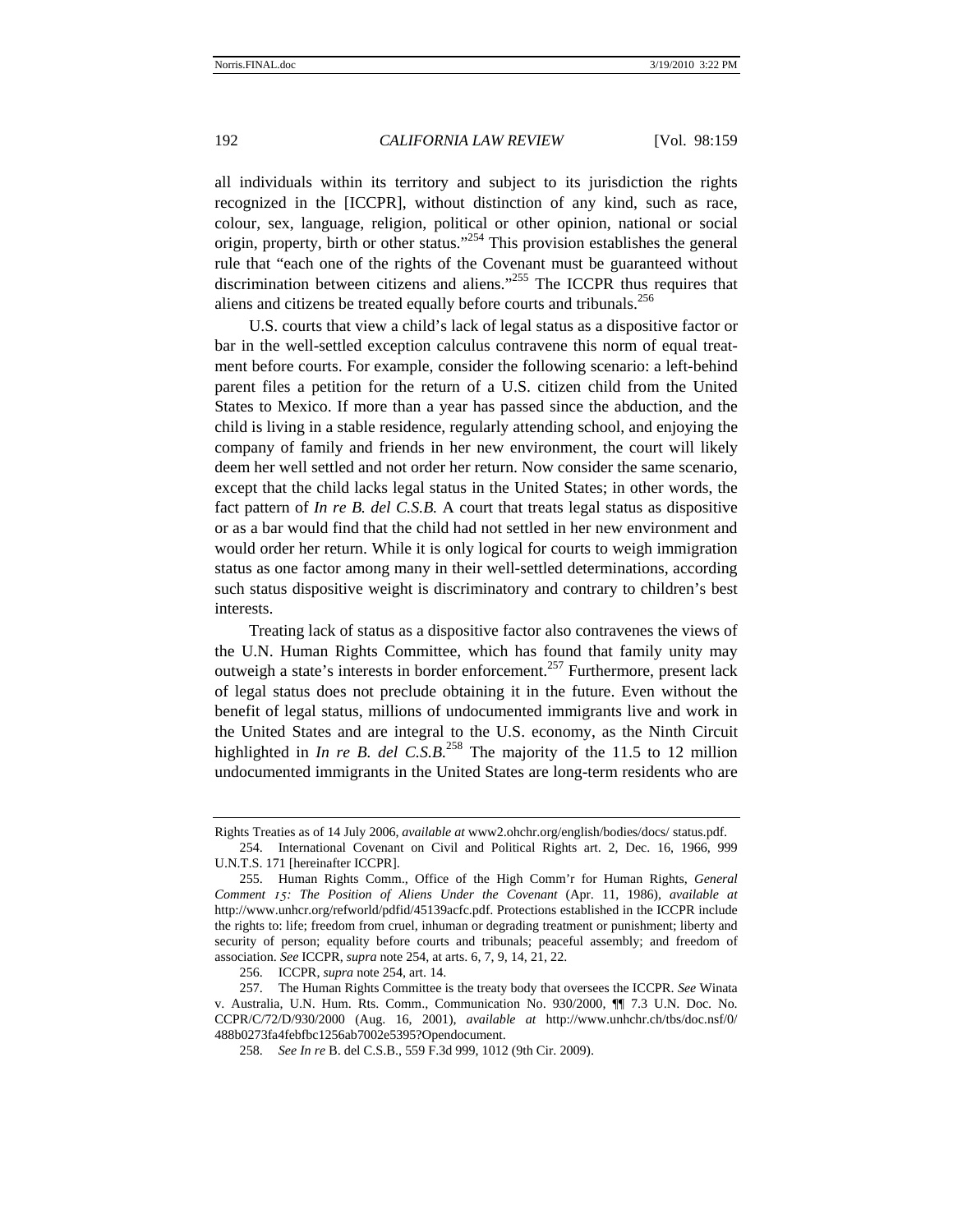all individuals within its territory and subject to its jurisdiction the rights recognized in the [ICCPR], without distinction of any kind, such as race, colour, sex, language, religion, political or other opinion, national or social origin, property, birth or other status."[254] This provision establishes the general rule that "each one of the rights of the Covenant must be guaranteed without discrimination between citizens and aliens."[255] The ICCPR thus requires that aliens and citizens be treated equally before courts and tribunals.[256]

U.S. courts that view a child's lack of legal status as a dispositive factor or bar in the well-settled exception calculus contravene this norm of equal treatment before courts. For example, consider the following scenario: a left-behind parent files a petition for the return of a U.S. citizen child from the United States to Mexico. If more than a year has passed since the abduction, and the child is living in a stable residence, regularly attending school, and enjoying the company of family and friends in her new environment, the court will likely deem her well settled and not order her return. Now consider the same scenario, except that the child lacks legal status in the United States; in other words, the fact pattern of *In re B. del C.S.B.* A court that treats legal status as dispositive or as a bar would find that the child had not settled in her new environment and would order her return. While it is only logical for courts to weigh immigration status as one factor among many in their well-settled determinations, according such status dispositive weight is discriminatory and contrary to children's best interests.

Treating lack of status as a dispositive factor also contravenes the views of the U.N. Human Rights Committee, which has found that family unity may outweigh a state's interests in border enforcement.[257] Furthermore, present lack of legal status does not preclude obtaining it in the future. Even without the benefit of legal status, millions of undocumented immigrants live and work in the United States and are integral to the U.S. economy, as the Ninth Circuit highlighted in *In re B. del C.S.B.*[258] The majority of the 11.5 to 12 million undocumented immigrants in the United States are long-term residents who are

---

Rights Treaties as of 14 July 2006, *available at* www2.ohchr.org/english/bodies/docs/ status.pdf.

254. International Covenant on Civil and Political Rights art. 2, Dec. 16, 1966, 999 U.N.T.S. 171 [hereinafter ICCPR].

255. Human Rights Comm., Office of the High Comm'r for Human Rights, *General Comment 15: The Position of Aliens Under the Covenant* (Apr. 11, 1986), *available at* http://www.unhcr.org/refworld/pdfid/45139acfc.pdf. Protections established in the ICCPR include the rights to: life; freedom from cruel, inhuman or degrading treatment or punishment; liberty and security of person; equality before courts and tribunals; peaceful assembly; and freedom of association. *See* ICCPR, *supra* note 254, at arts. 6, 7, 9, 14, 21, 22.

256. ICCPR, *supra* note 254, art. 14.

257. The Human Rights Committee is the treaty body that oversees the ICCPR. *See* Winata v. Australia, U.N. Hum. Rts. Comm., Communication No. 930/2000, ¶¶ 7.3 U.N. Doc. No. CCPR/C/72/D/930/2000 (Aug. 16, 2001), *available at* http://www.unhchr.ch/tbs/doc.nsf/0/488b0273fa4febfbc1256ab7002e5395?Opendocument.

258. *See In re* B. del C.S.B., 559 F.3d 999, 1012 (9th Cir. 2009).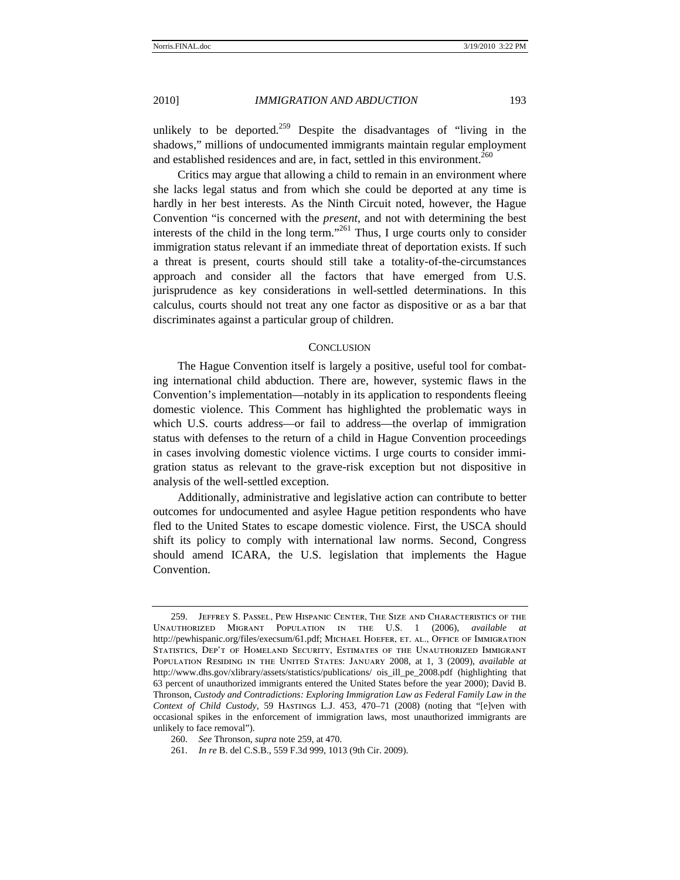unlikely to be deported.[259] Despite the disadvantages of "living in the shadows," millions of undocumented immigrants maintain regular employment and established residences and are, in fact, settled in this environment.[260]

Critics may argue that allowing a child to remain in an environment where she lacks legal status and from which she could be deported at any time is hardly in her best interests. As the Ninth Circuit noted, however, the Hague Convention "is concerned with the *present*, and not with determining the best interests of the child in the long term."[261] Thus, I urge courts only to consider immigration status relevant if an immediate threat of deportation exists. If such a threat is present, courts should still take a totality-of-the-circumstances approach and consider all the factors that have emerged from U.S. jurisprudence as key considerations in well-settled determinations. In this calculus, courts should not treat any one factor as dispositive or as a bar that discriminates against a particular group of children.

## Conclusion

The Hague Convention itself is largely a positive, useful tool for combating international child abduction. There are, however, systemic flaws in the Convention's implementation—notably in its application to respondents fleeing domestic violence. This Comment has highlighted the problematic ways in which U.S. courts address—or fail to address—the overlap of immigration status with defenses to the return of a child in Hague Convention proceedings in cases involving domestic violence victims. I urge courts to consider immigration status as relevant to the grave-risk exception but not dispositive in analysis of the well-settled exception.

Additionally, administrative and legislative action can contribute to better outcomes for undocumented and asylee Hague petition respondents who have fled to the United States to escape domestic violence. First, the USCA should shift its policy to comply with international law norms. Second, Congress should amend ICARA, the U.S. legislation that implements the Hague Convention.

---

259. Jeffrey S. Passel, Pew Hispanic Center, The Size and Characteristics of the Unauthorized Migrant Population in the U.S. 1 (2006), *available at* http://pewhispanic.org/files/execsum/61.pdf; Michael Hoefer, et. al., Office of Immigration Statistics, Dep't of Homeland Security, Estimates of the Unauthorized Immigrant Population Residing in the United States: January 2008, at 1, 3 (2009), *available at* http://www.dhs.gov/xlibrary/assets/statistics/publications/ ois_ill_pe_2008.pdf (highlighting that 63 percent of unauthorized immigrants entered the United States before the year 2000); David B. Thronson, *Custody and Contradictions: Exploring Immigration Law as Federal Family Law in the Context of Child Custody*, 59 Hastings L.J. 453, 470–71 (2008) (noting that "[e]ven with occasional spikes in the enforcement of immigration laws, most unauthorized immigrants are unlikely to face removal").

260. *See* Thronson, *supra* note 259, at 470.

261. *In re* B. del C.S.B., 559 F.3d 999, 1013 (9th Cir. 2009).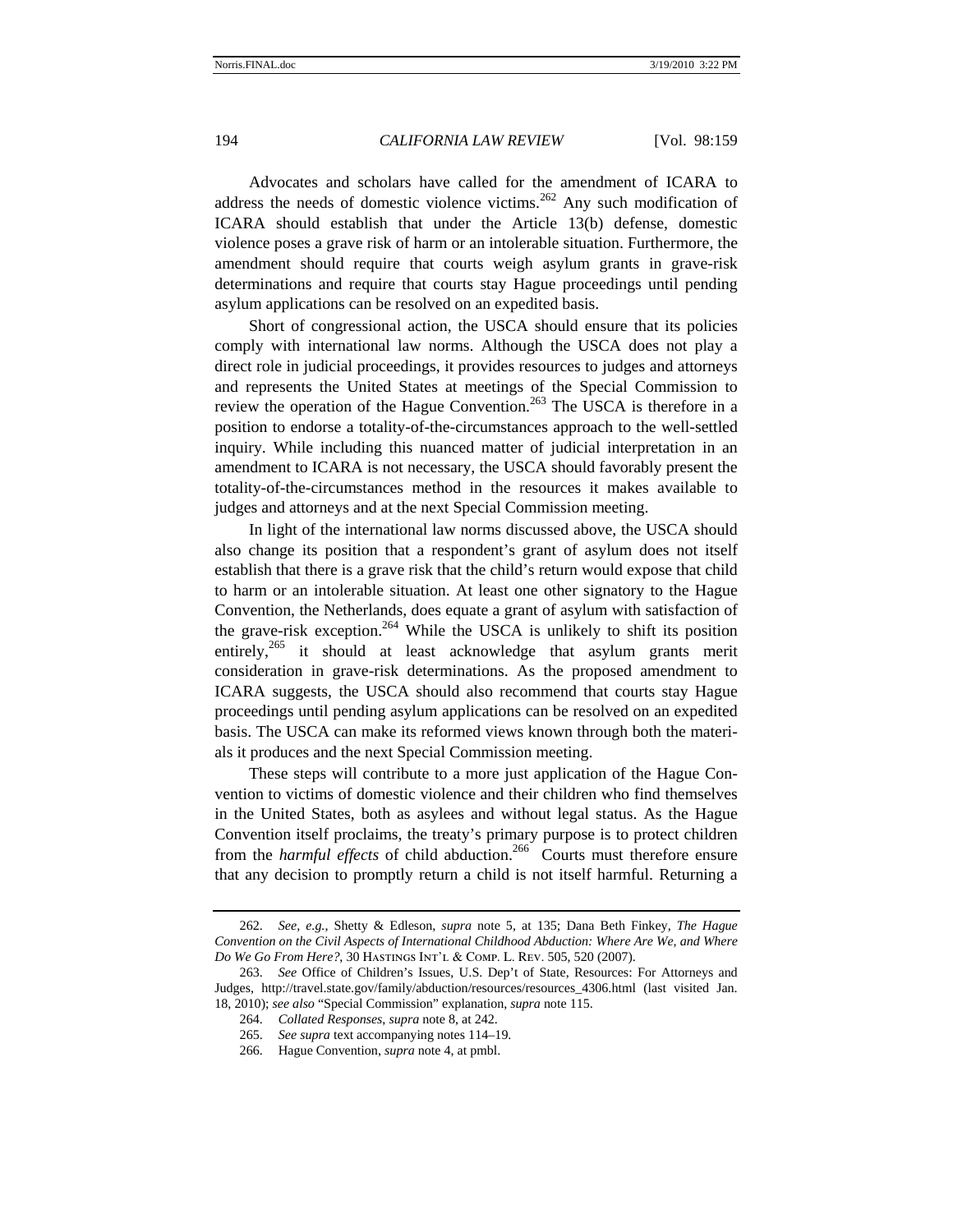Advocates and scholars have called for the amendment of ICARA to address the needs of domestic violence victims.[262] Any such modification of ICARA should establish that under the Article 13(b) defense, domestic violence poses a grave risk of harm or an intolerable situation. Furthermore, the amendment should require that courts weigh asylum grants in grave-risk determinations and require that courts stay Hague proceedings until pending asylum applications can be resolved on an expedited basis.

Short of congressional action, the USCA should ensure that its policies comply with international law norms. Although the USCA does not play a direct role in judicial proceedings, it provides resources to judges and attorneys and represents the United States at meetings of the Special Commission to review the operation of the Hague Convention.[263] The USCA is therefore in a position to endorse a totality-of-the-circumstances approach to the well-settled inquiry. While including this nuanced matter of judicial interpretation in an amendment to ICARA is not necessary, the USCA should favorably present the totality-of-the-circumstances method in the resources it makes available to judges and attorneys and at the next Special Commission meeting.

In light of the international law norms discussed above, the USCA should also change its position that a respondent's grant of asylum does not itself establish that there is a grave risk that the child's return would expose that child to harm or an intolerable situation. At least one other signatory to the Hague Convention, the Netherlands, does equate a grant of asylum with satisfaction of the grave-risk exception.[264] While the USCA is unlikely to shift its position entirely,[265] it should at least acknowledge that asylum grants merit consideration in grave-risk determinations. As the proposed amendment to ICARA suggests, the USCA should also recommend that courts stay Hague proceedings until pending asylum applications can be resolved on an expedited basis. The USCA can make its reformed views known through both the materials it produces and the next Special Commission meeting.

These steps will contribute to a more just application of the Hague Convention to victims of domestic violence and their children who find themselves in the United States, both as asylees and without legal status. As the Hague Convention itself proclaims, the treaty's primary purpose is to protect children from the *harmful effects* of child abduction.[266] Courts must therefore ensure that any decision to promptly return a child is not itself harmful. Returning a

---

262. *See, e.g.*, Shetty & Edleson, *supra* note 5, at 135; Dana Beth Finkey, *The Hague Convention on the Civil Aspects of International Childhood Abduction: Where Are We, and Where Do We Go From Here?*, 30 HASTINGS INT'L & COMP. L. REV. 505, 520 (2007).

263. *See* Office of Children's Issues, U.S. Dep't of State, Resources: For Attorneys and Judges, http://travel.state.gov/family/abduction/resources/resources_4306.html (last visited Jan. 18, 2010); *see also* "Special Commission" explanation, *supra* note 115.

264. *Collated Responses*, *supra* note 8, at 242.

265. *See supra* text accompanying notes 114–19.

266. Hague Convention, *supra* note 4, at pmbl.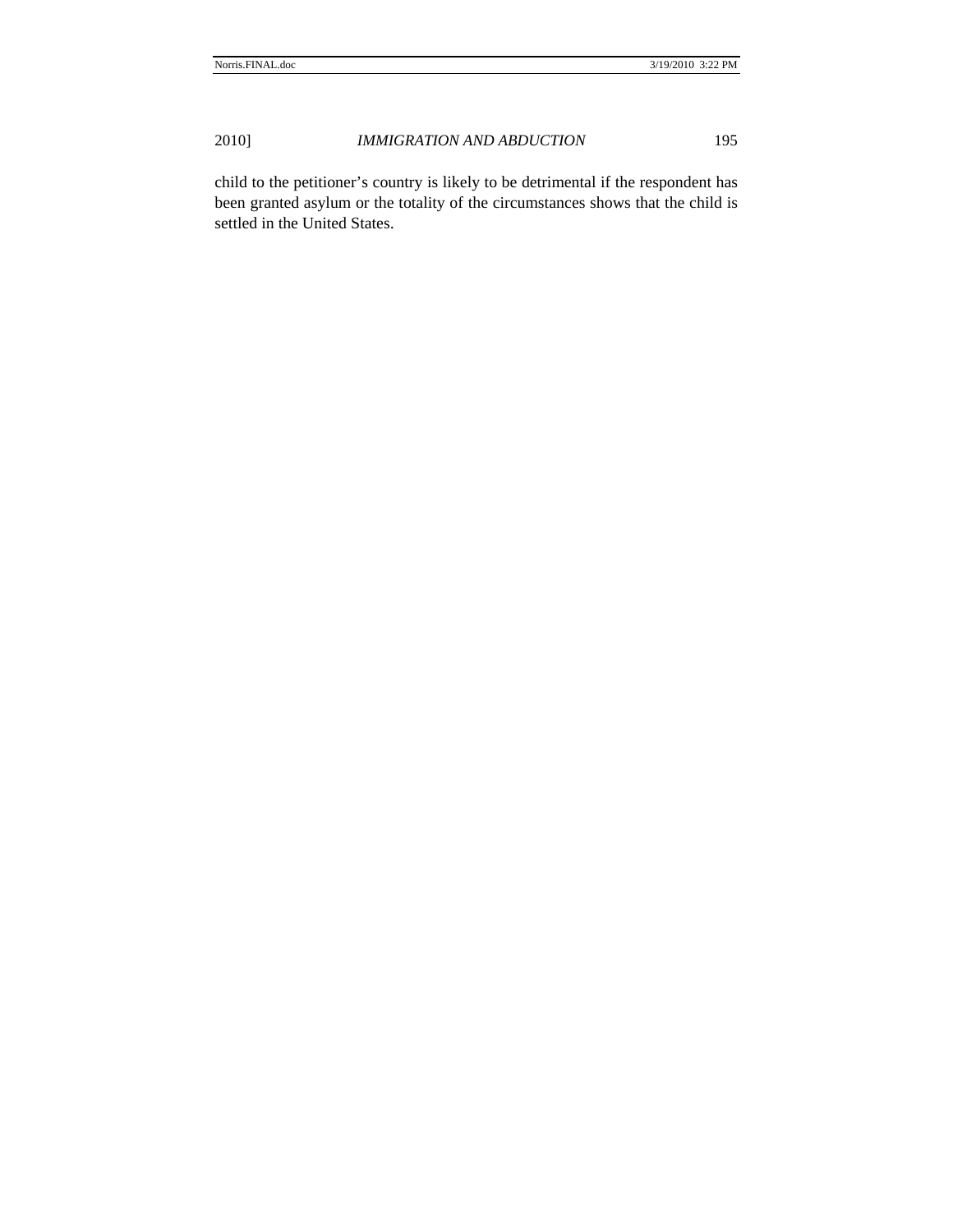child to the petitioner's country is likely to be detrimental if the respondent has been granted asylum or the totality of the circumstances shows that the child is settled in the United States.